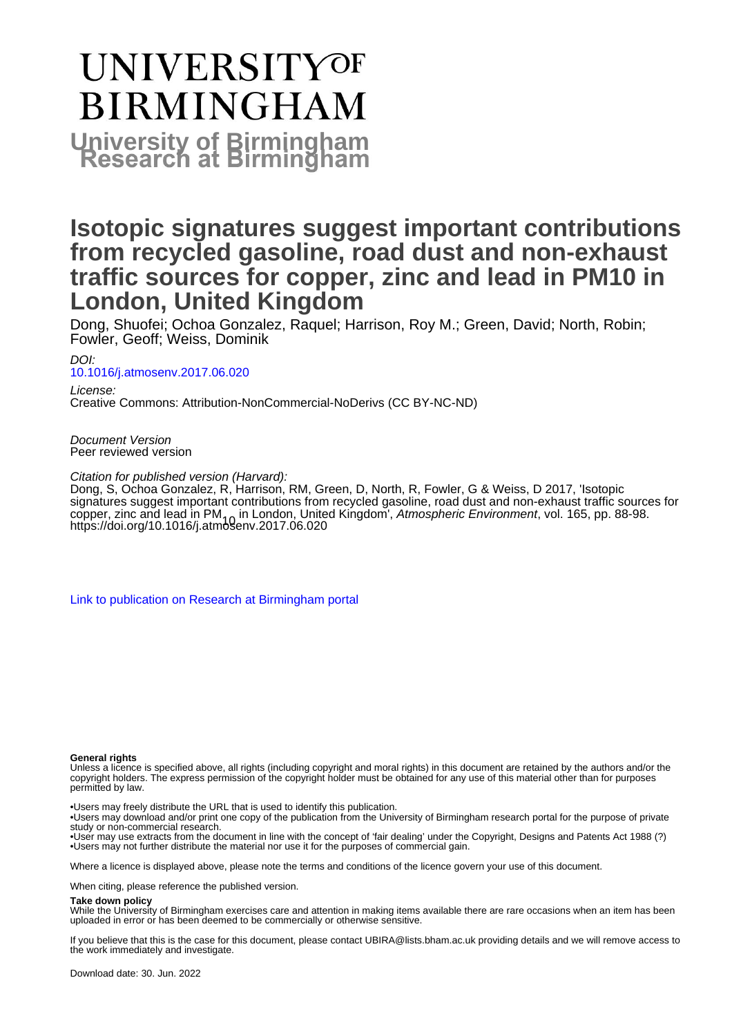# UNIVERSITY OF BIRMINGHAM

**University of Birmingham Research at Birmingham**

# Isotopic signatures suggest important contributions from recycled gasoline, road dust and non-exhaust traffic sources for copper, zinc and lead in PM10 in London, United Kingdom

Dong, Shuofei; Ochoa Gonzalez, Raquel; Harrison, Roy M.; Green, David; North, Robin; Fowler, Geoff; Weiss, Dominik

*DOI:*
[10.1016/j.atmosenv.2017.06.020](https://doi.org/10.1016/j.atmosenv.2017.06.020)

*License:*
Creative Commons: Attribution-NonCommercial-NoDerivs (CC BY-NC-ND)

*Document Version*
Peer reviewed version

*Citation for published version (Harvard):*
Dong, S, Ochoa Gonzalez, R, Harrison, RM, Green, D, North, R, Fowler, G & Weiss, D 2017, 'Isotopic signatures suggest important contributions from recycled gasoline, road dust and non-exhaust traffic sources for copper, zinc and lead in $PM_{10}$ in London, United Kingdom', *Atmospheric Environment*, vol. 165, pp. 88-98. https://doi.org/10.1016/j.atmosenv.2017.06.020

[Link to publication on Research at Birmingham portal](#)

**General rights**

Unless a licence is specified above, all rights (including copyright and moral rights) in this document are retained by the authors and/or the copyright holders. The express permission of the copyright holder must be obtained for any use of this material other than for purposes permitted by law.

•Users may freely distribute the URL that is used to identify this publication.
•Users may download and/or print one copy of the publication from the University of Birmingham research portal for the purpose of private study or non-commercial research.
•User may use extracts from the document in line with the concept of 'fair dealing' under the Copyright, Designs and Patents Act 1988 (?)
•Users may not further distribute the material nor use it for the purposes of commercial gain.

Where a licence is displayed above, please note the terms and conditions of the licence govern your use of this document.

When citing, please reference the published version.

**Take down policy**

While the University of Birmingham exercises care and attention in making items available there are rare occasions when an item has been uploaded in error or has been deemed to be commercially or otherwise sensitive.

If you believe that this is the case for this document, please contact UBIRA@lists.bham.ac.uk providing details and we will remove access to the work immediately and investigate.

Download date: 30. Jun. 2022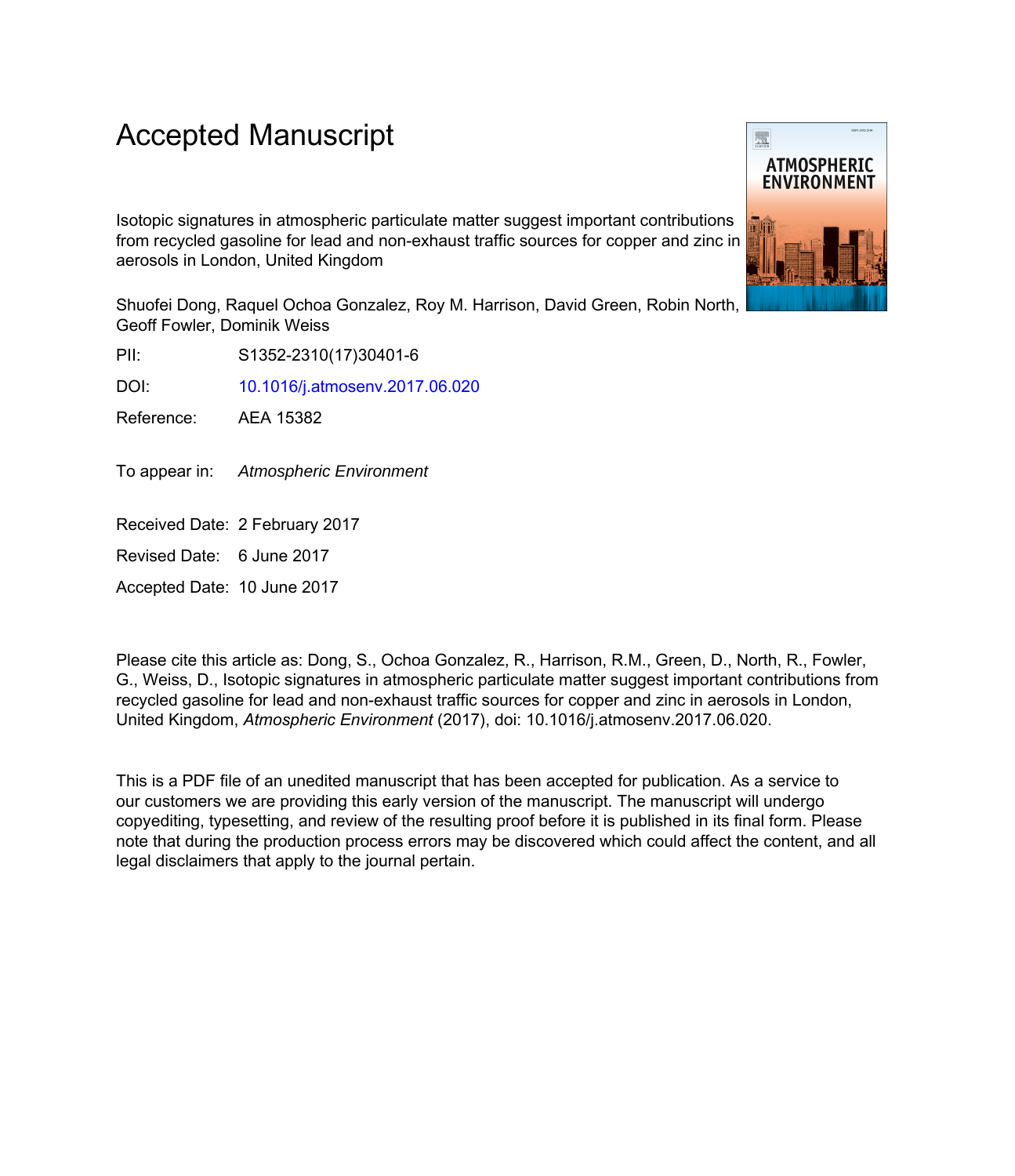# Accepted Manuscript

Isotopic signatures in atmospheric particulate matter suggest important contributions from recycled gasoline for lead and non-exhaust traffic sources for copper and zinc in aerosols in London, United Kingdom

Shuofei Dong, Raquel Ochoa Gonzalez, Roy M. Harrison, David Green, Robin North, Geoff Fowler, Dominik Weiss

PII: S1352-2310(17)30401-6

DOI: 10.1016/j.atmosenv.2017.06.020

Reference: AEA 15382

To appear in: *Atmospheric Environment*

Received Date: 2 February 2017

Revised Date: 6 June 2017

Accepted Date: 10 June 2017

Please cite this article as: Dong, S., Ochoa Gonzalez, R., Harrison, R.M., Green, D., North, R., Fowler, G., Weiss, D., Isotopic signatures in atmospheric particulate matter suggest important contributions from recycled gasoline for lead and non-exhaust traffic sources for copper and zinc in aerosols in London, United Kingdom, *Atmospheric Environment* (2017), doi: 10.1016/j.atmosenv.2017.06.020.

This is a PDF file of an unedited manuscript that has been accepted for publication. As a service to our customers we are providing this early version of the manuscript. The manuscript will undergo copyediting, typesetting, and review of the resulting proof before it is published in its final form. Please note that during the production process errors may be discovered which could affect the content, and all legal disclaimers that apply to the journal pertain.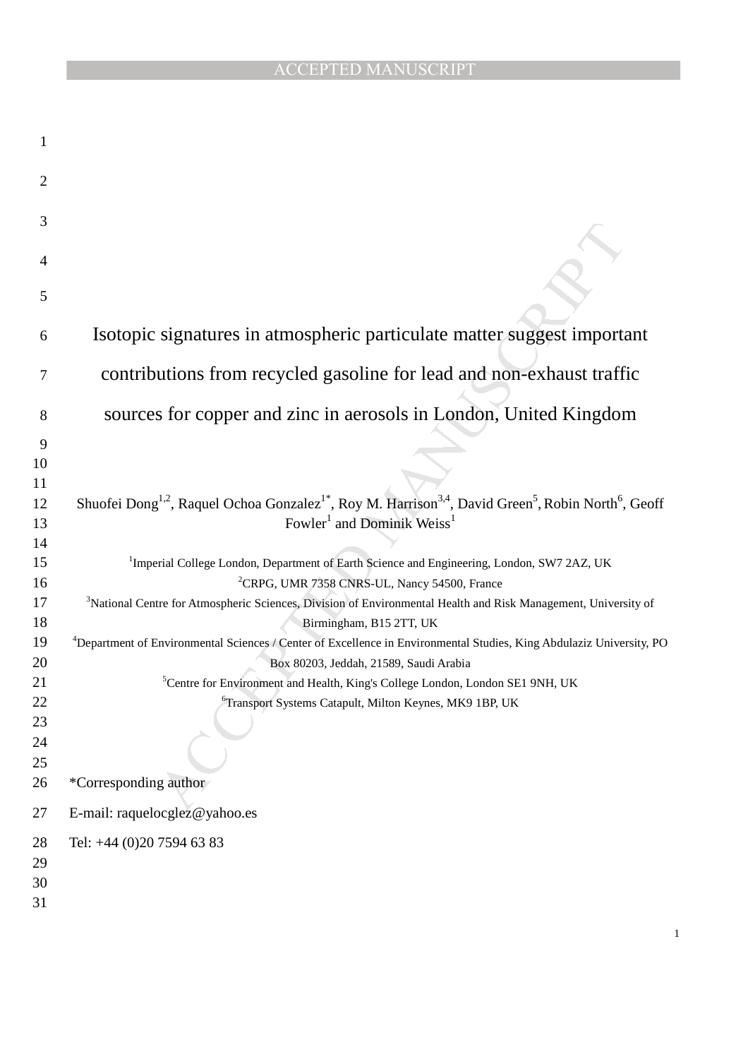# Isotopic signatures in atmospheric particulate matter suggest important contributions from recycled gasoline for lead and non-exhaust traffic sources for copper and zinc in aerosols in London, United Kingdom

Shuofei Dong[1,2], Raquel Ochoa Gonzalez[1*], Roy M. Harrison[3,4], David Green[5], Robin North[6], Geoff Fowler[1] and Dominik Weiss[1]

[1]Imperial College London, Department of Earth Science and Engineering, London, SW7 2AZ, UK

[2]CRPG, UMR 7358 CNRS-UL, Nancy 54500, France

[3]National Centre for Atmospheric Sciences, Division of Environmental Health and Risk Management, University of Birmingham, B15 2TT, UK

[4]Department of Environmental Sciences / Center of Excellence in Environmental Studies, King Abdulaziz University, PO Box 80203, Jeddah, 21589, Saudi Arabia

[5]Centre for Environment and Health, King's College London, London SE1 9NH, UK

[6]Transport Systems Catapult, Milton Keynes, MK9 1BP, UK

*Corresponding author

E-mail: raquelocglez@yahoo.es

Tel: +44 (0)20 7594 63 83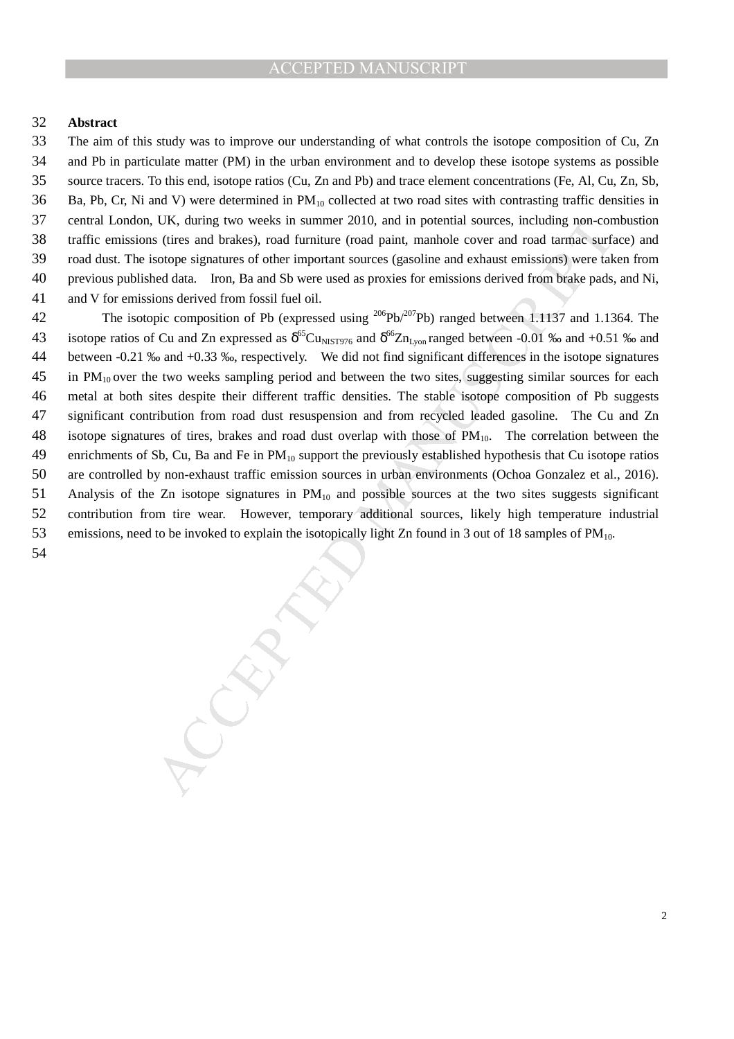## Abstract

The aim of this study was to improve our understanding of what controls the isotope composition of Cu, Zn and Pb in particulate matter (PM) in the urban environment and to develop these isotope systems as possible source tracers. To this end, isotope ratios (Cu, Zn and Pb) and trace element concentrations (Fe, Al, Cu, Zn, Sb, Ba, Pb, Cr, Ni and V) were determined in $PM_{10}$ collected at two road sites with contrasting traffic densities in central London, UK, during two weeks in summer 2010, and in potential sources, including non-combustion traffic emissions (tires and brakes), road furniture (road paint, manhole cover and road tarmac surface) and road dust. The isotope signatures of other important sources (gasoline and exhaust emissions) were taken from previous published data. Iron, Ba and Sb were used as proxies for emissions derived from brake pads, and Ni, and V for emissions derived from fossil fuel oil.

The isotopic composition of Pb (expressed using $^{206}Pb/^{207}Pb$) ranged between 1.1137 and 1.1364. The isotope ratios of Cu and Zn expressed as $\delta^{65}Cu_{NIST976}$ and $\delta^{66}Zn_{Lyon}$ ranged between -0.01 ‰ and +0.51 ‰ and between -0.21 ‰ and +0.33 ‰, respectively. We did not find significant differences in the isotope signatures in $PM_{10}$ over the two weeks sampling period and between the two sites, suggesting similar sources for each metal at both sites despite their different traffic densities. The stable isotope composition of Pb suggests significant contribution from road dust resuspension and from recycled leaded gasoline. The Cu and Zn isotope signatures of tires, brakes and road dust overlap with those of $PM_{10}$. The correlation between the enrichments of Sb, Cu, Ba and Fe in $PM_{10}$ support the previously established hypothesis that Cu isotope ratios are controlled by non-exhaust traffic emission sources in urban environments (Ochoa Gonzalez et al., 2016). Analysis of the Zn isotope signatures in $PM_{10}$ and possible sources at the two sites suggests significant contribution from tire wear. However, temporary additional sources, likely high temperature industrial emissions, need to be invoked to explain the isotopically light Zn found in 3 out of 18 samples of $PM_{10}$.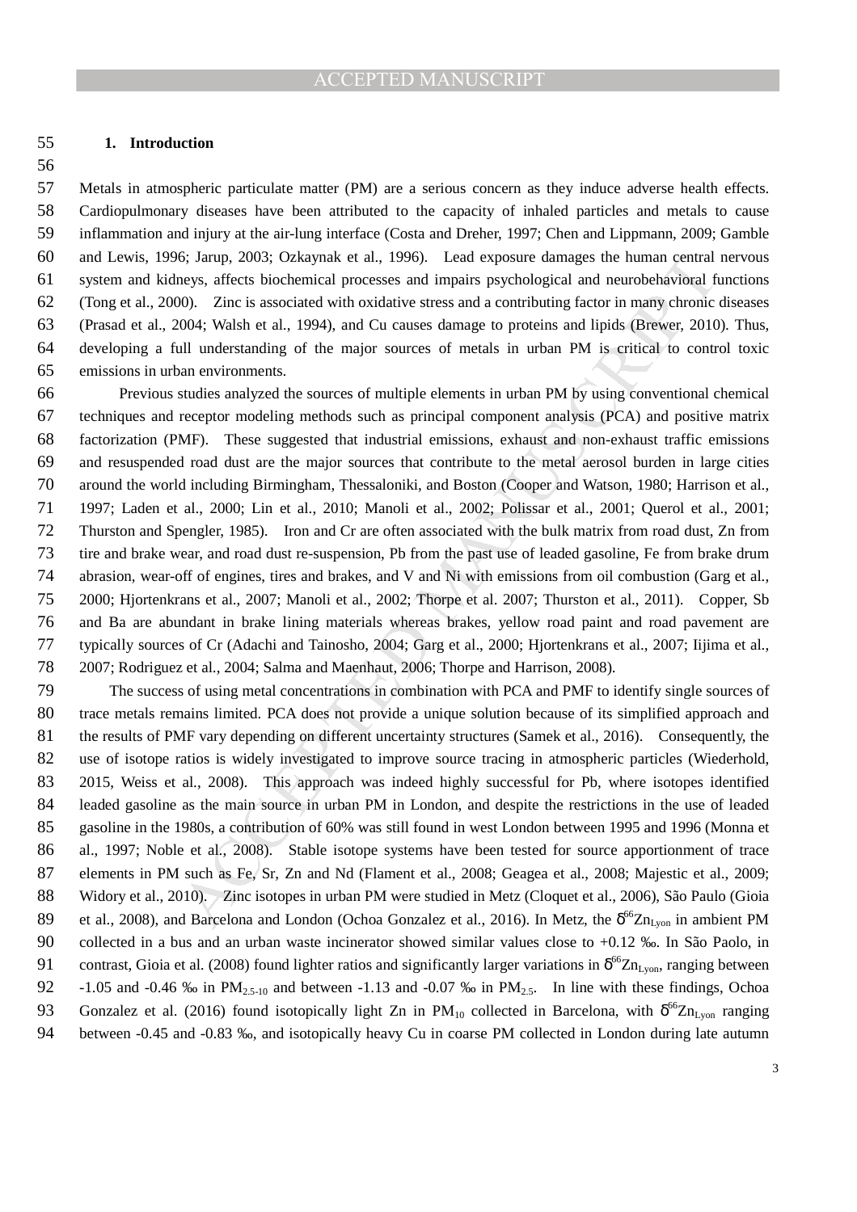## 1. Introduction

Metals in atmospheric particulate matter (PM) are a serious concern as they induce adverse health effects. Cardiopulmonary diseases have been attributed to the capacity of inhaled particles and metals to cause inflammation and injury at the air-lung interface (Costa and Dreher, 1997; Chen and Lippmann, 2009; Gamble and Lewis, 1996; Jarup, 2003; Ozkaynak et al., 1996). Lead exposure damages the human central nervous system and kidneys, affects biochemical processes and impairs psychological and neurobehavioral functions (Tong et al., 2000). Zinc is associated with oxidative stress and a contributing factor in many chronic diseases (Prasad et al., 2004; Walsh et al., 1994), and Cu causes damage to proteins and lipids (Brewer, 2010). Thus, developing a full understanding of the major sources of metals in urban PM is critical to control toxic emissions in urban environments.

Previous studies analyzed the sources of multiple elements in urban PM by using conventional chemical techniques and receptor modeling methods such as principal component analysis (PCA) and positive matrix factorization (PMF). These suggested that industrial emissions, exhaust and non-exhaust traffic emissions and resuspended road dust are the major sources that contribute to the metal aerosol burden in large cities around the world including Birmingham, Thessaloniki, and Boston (Cooper and Watson, 1980; Harrison et al., 1997; Laden et al., 2000; Lin et al., 2010; Manoli et al., 2002; Polissar et al., 2001; Querol et al., 2001; Thurston and Spengler, 1985). Iron and Cr are often associated with the bulk matrix from road dust, Zn from tire and brake wear, and road dust re-suspension, Pb from the past use of leaded gasoline, Fe from brake drum abrasion, wear-off of engines, tires and brakes, and V and Ni with emissions from oil combustion (Garg et al., 2000; Hjortenkrans et al., 2007; Manoli et al., 2002; Thorpe et al. 2007; Thurston et al., 2011). Copper, Sb and Ba are abundant in brake lining materials whereas brakes, yellow road paint and road pavement are typically sources of Cr (Adachi and Tainosho, 2004; Garg et al., 2000; Hjortenkrans et al., 2007; Iijima et al., 2007; Rodriguez et al., 2004; Salma and Maenhaut, 2006; Thorpe and Harrison, 2008).

The success of using metal concentrations in combination with PCA and PMF to identify single sources of trace metals remains limited. PCA does not provide a unique solution because of its simplified approach and the results of PMF vary depending on different uncertainty structures (Samek et al., 2016). Consequently, the use of isotope ratios is widely investigated to improve source tracing in atmospheric particles (Wiederhold, 2015, Weiss et al., 2008). This approach was indeed highly successful for Pb, where isotopes identified leaded gasoline as the main source in urban PM in London, and despite the restrictions in the use of leaded gasoline in the 1980s, a contribution of 60% was still found in west London between 1995 and 1996 (Monna et al., 1997; Noble et al., 2008). Stable isotope systems have been tested for source apportionment of trace elements in PM such as Fe, Sr, Zn and Nd (Flament et al., 2008; Geagea et al., 2008; Majestic et al., 2009; Widory et al., 2010). Zinc isotopes in urban PM were studied in Metz (Cloquet et al., 2006), São Paulo (Gioia et al., 2008), and Barcelona and London (Ochoa Gonzalez et al., 2016). In Metz, the $\delta^{66}Zn_{Lyon}$ in ambient PM collected in a bus and an urban waste incinerator showed similar values close to +0.12 ‰. In São Paolo, in contrast, Gioia et al. (2008) found lighter ratios and significantly larger variations in $\delta^{66}Zn_{Lyon}$, ranging between -1.05 and -0.46 ‰ in $PM_{2.5\text{-}10}$ and between -1.13 and -0.07 ‰ in $PM_{2.5}$. In line with these findings, Ochoa Gonzalez et al. (2016) found isotopically light Zn in $PM_{10}$ collected in Barcelona, with $\delta^{66}Zn_{Lyon}$ ranging between -0.45 and -0.83 ‰, and isotopically heavy Cu in coarse PM collected in London during late autumn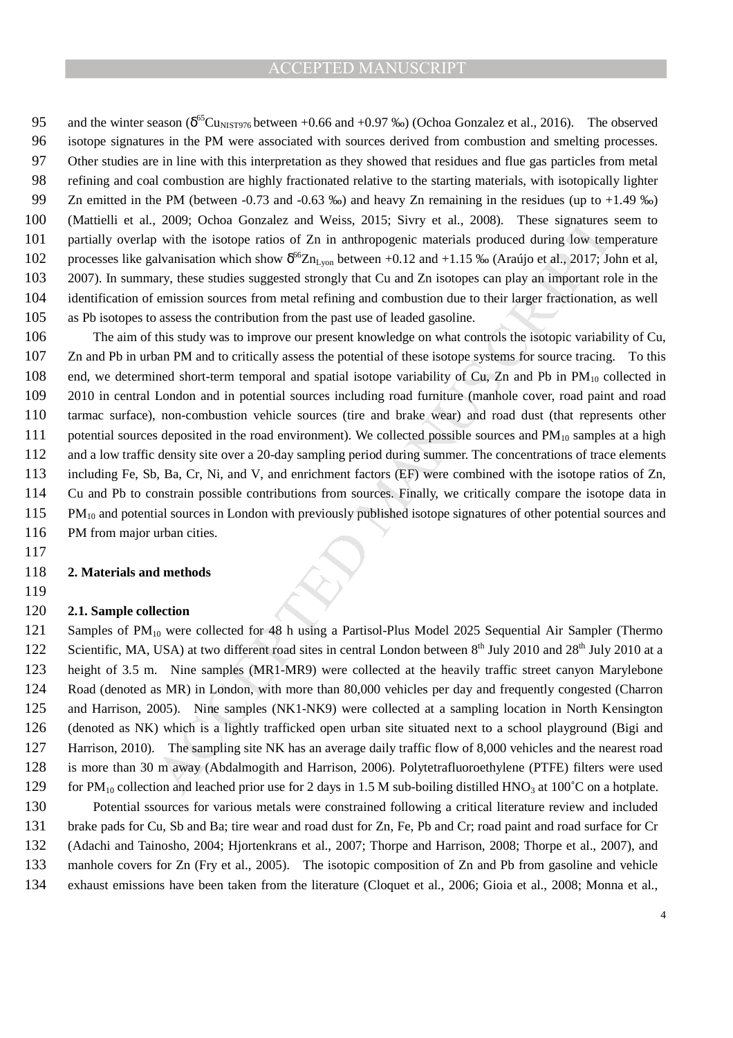and the winter season ($\delta^{65}Cu_{NIST976}$ between +0.66 and +0.97 ‰) (Ochoa Gonzalez et al., 2016). The observed isotope signatures in the PM were associated with sources derived from combustion and smelting processes. Other studies are in line with this interpretation as they showed that residues and flue gas particles from metal refining and coal combustion are highly fractionated relative to the starting materials, with isotopically lighter Zn emitted in the PM (between -0.73 and -0.63 ‰) and heavy Zn remaining in the residues (up to +1.49 ‰) (Mattielli et al., 2009; Ochoa Gonzalez and Weiss, 2015; Sivry et al., 2008). These signatures seem to partially overlap with the isotope ratios of Zn in anthropogenic materials produced during low temperature processes like galvanisation which show $\delta^{66}Zn_{Lyon}$ between +0.12 and +1.15 ‰ (Araújo et al., 2017; John et al, 2007). In summary, these studies suggested strongly that Cu and Zn isotopes can play an important role in the identification of emission sources from metal refining and combustion due to their larger fractionation, as well as Pb isotopes to assess the contribution from the past use of leaded gasoline.

The aim of this study was to improve our present knowledge on what controls the isotopic variability of Cu, Zn and Pb in urban PM and to critically assess the potential of these isotope systems for source tracing. To this end, we determined short-term temporal and spatial isotope variability of Cu, Zn and Pb in $PM_{10}$ collected in 2010 in central London and in potential sources including road furniture (manhole cover, road paint and road tarmac surface), non-combustion vehicle sources (tire and brake wear) and road dust (that represents other potential sources deposited in the road environment). We collected possible sources and $PM_{10}$ samples at a high and a low traffic density site over a 20-day sampling period during summer. The concentrations of trace elements including Fe, Sb, Ba, Cr, Ni, and V, and enrichment factors (EF) were combined with the isotope ratios of Zn, Cu and Pb to constrain possible contributions from sources. Finally, we critically compare the isotope data in $PM_{10}$ and potential sources in London with previously published isotope signatures of other potential sources and PM from major urban cities.

## 2. Materials and methods

### 2.1. Sample collection

Samples of $PM_{10}$ were collected for 48 h using a Partisol-Plus Model 2025 Sequential Air Sampler (Thermo Scientific, MA, USA) at two different road sites in central London between 8th July 2010 and 28th July 2010 at a height of 3.5 m. Nine samples (MR1-MR9) were collected at the heavily traffic street canyon Marylebone Road (denoted as MR) in London, with more than 80,000 vehicles per day and frequently congested (Charron and Harrison, 2005). Nine samples (NK1-NK9) were collected at a sampling location in North Kensington (denoted as NK) which is a lightly trafficked open urban site situated next to a school playground (Bigi and Harrison, 2010). The sampling site NK has an average daily traffic flow of 8,000 vehicles and the nearest road is more than 30 m away (Abdalmogith and Harrison, 2006). Polytetrafluoroethylene (PTFE) filters were used for $PM_{10}$ collection and leached prior use for 2 days in 1.5 M sub-boiling distilled $HNO_3$ at 100˚C on a hotplate.

Potential ssources for various metals were constrained following a critical literature review and included brake pads for Cu, Sb and Ba; tire wear and road dust for Zn, Fe, Pb and Cr; road paint and road surface for Cr (Adachi and Tainosho, 2004; Hjortenkrans et al., 2007; Thorpe and Harrison, 2008; Thorpe et al., 2007), and manhole covers for Zn (Fry et al., 2005). The isotopic composition of Zn and Pb from gasoline and vehicle exhaust emissions have been taken from the literature (Cloquet et al., 2006; Gioia et al., 2008; Monna et al.,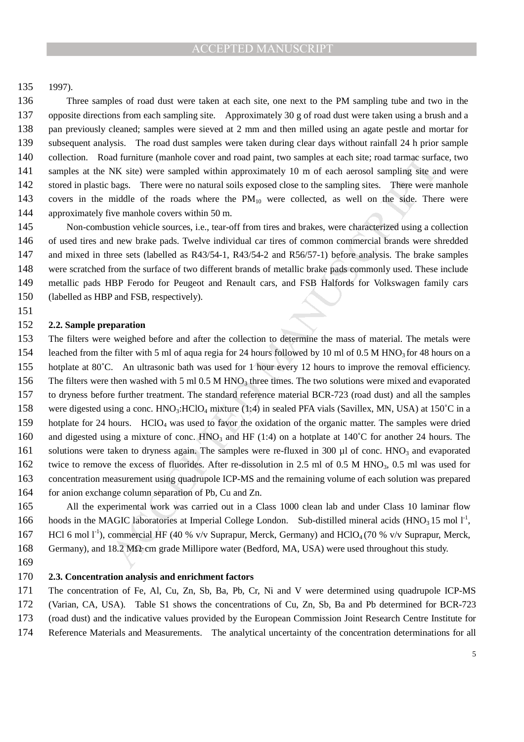1997).

Three samples of road dust were taken at each site, one next to the PM sampling tube and two in the opposite directions from each sampling site. Approximately 30 g of road dust were taken using a brush and a pan previously cleaned; samples were sieved at 2 mm and then milled using an agate pestle and mortar for subsequent analysis. The road dust samples were taken during clear days without rainfall 24 h prior sample collection. Road furniture (manhole cover and road paint, two samples at each site; road tarmac surface, two samples at the NK site) were sampled within approximately 10 m of each aerosol sampling site and were stored in plastic bags. There were no natural soils exposed close to the sampling sites. There were manhole covers in the middle of the roads where the $PM_{10}$ were collected, as well on the side. There were approximately five manhole covers within 50 m.

Non-combustion vehicle sources, i.e., tear-off from tires and brakes, were characterized using a collection of used tires and new brake pads. Twelve individual car tires of common commercial brands were shredded and mixed in three sets (labelled as R43/54-1, R43/54-2 and R56/57-1) before analysis. The brake samples were scratched from the surface of two different brands of metallic brake pads commonly used. These include metallic pads HBP Ferodo for Peugeot and Renault cars, and FSB Halfords for Volkswagen family cars (labelled as HBP and FSB, respectively).

**2.2. Sample preparation**

The filters were weighed before and after the collection to determine the mass of material. The metals were leached from the filter with 5 ml of aqua regia for 24 hours followed by 10 ml of 0.5 M $HNO_3$ for 48 hours on a hotplate at 80˚C. An ultrasonic bath was used for 1 hour every 12 hours to improve the removal efficiency. The filters were then washed with 5 ml 0.5 M $HNO_3$ three times. The two solutions were mixed and evaporated to dryness before further treatment. The standard reference material BCR-723 (road dust) and all the samples were digested using a conc. $HNO_3$:$HClO_4$ mixture (1:4) in sealed PFA vials (Savillex, MN, USA) at 150˚C in a hotplate for 24 hours. $HClO_4$ was used to favor the oxidation of the organic matter. The samples were dried and digested using a mixture of conc. $HNO_3$ and HF (1:4) on a hotplate at 140˚C for another 24 hours. The solutions were taken to dryness again. The samples were re-fluxed in 300 µl of conc. $HNO_3$ and evaporated twice to remove the excess of fluorides. After re-dissolution in 2.5 ml of 0.5 M $HNO_3$, 0.5 ml was used for concentration measurement using quadrupole ICP-MS and the remaining volume of each solution was prepared for anion exchange column separation of Pb, Cu and Zn.

All the experimental work was carried out in a Class 1000 clean lab and under Class 10 laminar flow hoods in the MAGIC laboratories at Imperial College London. Sub-distilled mineral acids ($HNO_3$ 15 mol $l^{-1}$, HCl 6 mol $l^{-1}$), commercial HF (40 % v/v Suprapur, Merck, Germany) and $HClO_4$ (70 % v/v Suprapur, Merck, Germany), and 18.2 MΩ·cm grade Millipore water (Bedford, MA, USA) were used throughout this study.

**2.3. Concentration analysis and enrichment factors**

The concentration of Fe, Al, Cu, Zn, Sb, Ba, Pb, Cr, Ni and V were determined using quadrupole ICP-MS (Varian, CA, USA). Table S1 shows the concentrations of Cu, Zn, Sb, Ba and Pb determined for BCR-723 (road dust) and the indicative values provided by the European Commission Joint Research Centre Institute for Reference Materials and Measurements. The analytical uncertainty of the concentration determinations for all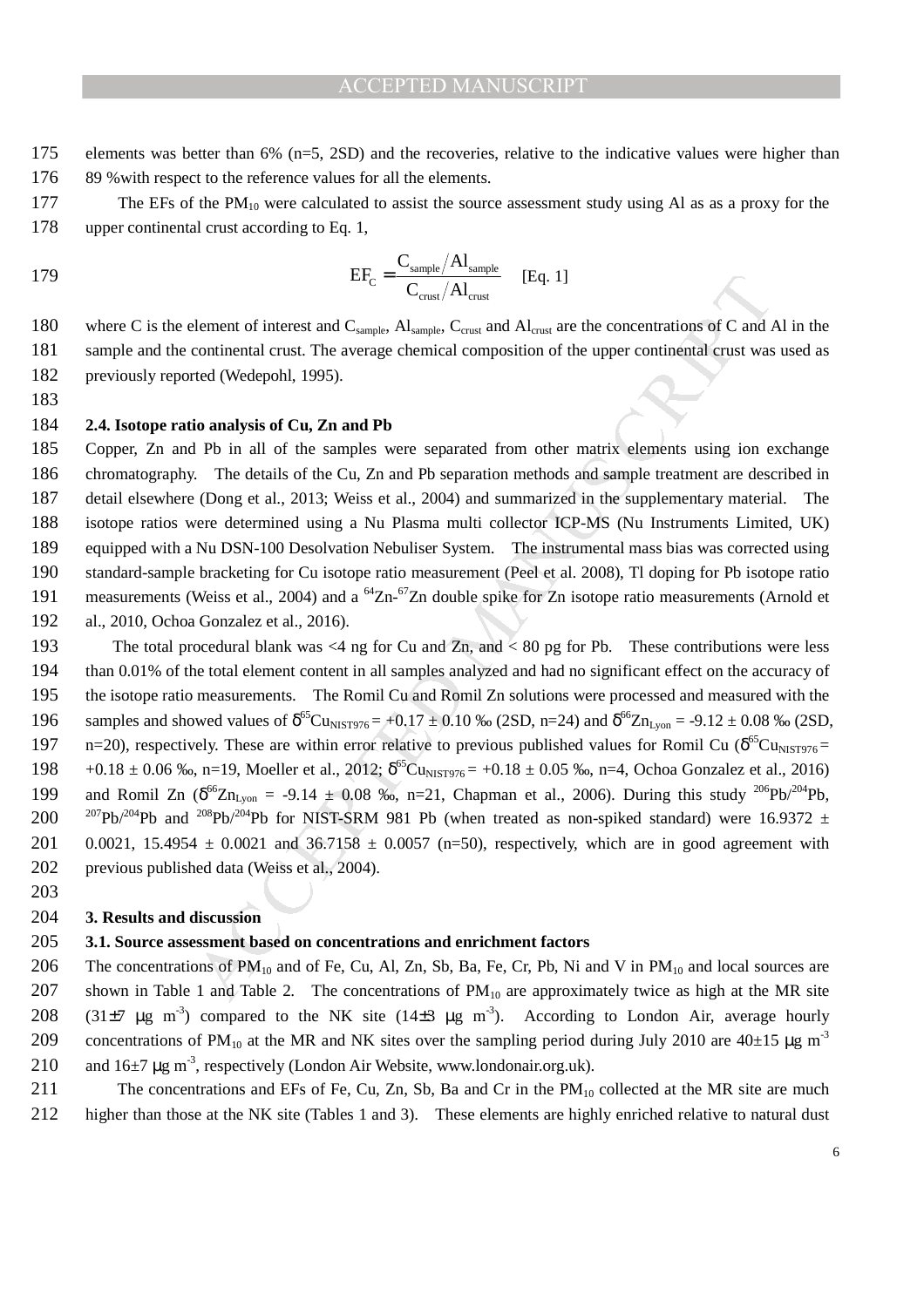elements was better than 6% (n=5, 2SD) and the recoveries, relative to the indicative values were higher than 89 %with respect to the reference values for all the elements.

The EFs of the $PM_{10}$ were calculated to assist the source assessment study using Al as as a proxy for the upper continental crust according to Eq. 1,

$$EF_C = \frac{C_{sample}/Al_{sample}}{C_{crust}/Al_{crust}} \quad \text{[Eq. 1]}$$

where C is the element of interest and $C_{sample}$, $Al_{sample}$, $C_{crust}$ and $Al_{crust}$ are the concentrations of C and Al in the sample and the continental crust. The average chemical composition of the upper continental crust was used as previously reported (Wedepohl, 1995).

**2.4. Isotope ratio analysis of Cu, Zn and Pb**

Copper, Zn and Pb in all of the samples were separated from other matrix elements using ion exchange chromatography. The details of the Cu, Zn and Pb separation methods and sample treatment are described in detail elsewhere (Dong et al., 2013; Weiss et al., 2004) and summarized in the supplementary material. The isotope ratios were determined using a Nu Plasma multi collector ICP-MS (Nu Instruments Limited, UK) equipped with a Nu DSN-100 Desolvation Nebuliser System. The instrumental mass bias was corrected using standard-sample bracketing for Cu isotope ratio measurement (Peel et al. 2008), Tl doping for Pb isotope ratio measurements (Weiss et al., 2004) and a $^{64}Zn$-$^{67}Zn$ double spike for Zn isotope ratio measurements (Arnold et al., 2010, Ochoa Gonzalez et al., 2016).

The total procedural blank was <4 ng for Cu and Zn, and < 80 pg for Pb. These contributions were less than 0.01% of the total element content in all samples analyzed and had no significant effect on the accuracy of the isotope ratio measurements. The Romil Cu and Romil Zn solutions were processed and measured with the samples and showed values of $\delta^{65}Cu_{NIST976} = +0.17 \pm 0.10$ ‰ (2SD, n=24) and $\delta^{66}Zn_{Lyon} = -9.12 \pm 0.08$ ‰ (2SD, n=20), respectively. These are within error relative to previous published values for Romil Cu ($\delta^{65}Cu_{NIST976} = +0.18 \pm 0.06$ ‰, n=19, Moeller et al., 2012; $\delta^{65}Cu_{NIST976} = +0.18 \pm 0.05$ ‰, n=4, Ochoa Gonzalez et al., 2016) and Romil Zn ($\delta^{66}Zn_{Lyon} = -9.14 \pm 0.08$ ‰, n=21, Chapman et al., 2006). During this study $^{206}Pb/^{204}Pb$, $^{207}Pb/^{204}Pb$ and $^{208}Pb/^{204}Pb$ for NIST-SRM 981 Pb (when treated as non-spiked standard) were 16.9372 ± 0.0021, 15.4954 ± 0.0021 and 36.7158 ± 0.0057 (n=50), respectively, which are in good agreement with previous published data (Weiss et al., 2004).

## 3. Results and discussion

### 3.1. Source assessment based on concentrations and enrichment factors

The concentrations of $PM_{10}$ and of Fe, Cu, Al, Zn, Sb, Ba, Fe, Cr, Pb, Ni and V in $PM_{10}$ and local sources are shown in Table 1 and Table 2. The concentrations of $PM_{10}$ are approximately twice as high at the MR site (31±7 μg $m^{-3}$) compared to the NK site (14±3 μg $m^{-3}$). According to London Air, average hourly concentrations of $PM_{10}$ at the MR and NK sites over the sampling period during July 2010 are 40±15 μg $m^{-3}$ and 16±7 μg $m^{-3}$, respectively (London Air Website, www.londonair.org.uk).

The concentrations and EFs of Fe, Cu, Zn, Sb, Ba and Cr in the $PM_{10}$ collected at the MR site are much higher than those at the NK site (Tables 1 and 3). These elements are highly enriched relative to natural dust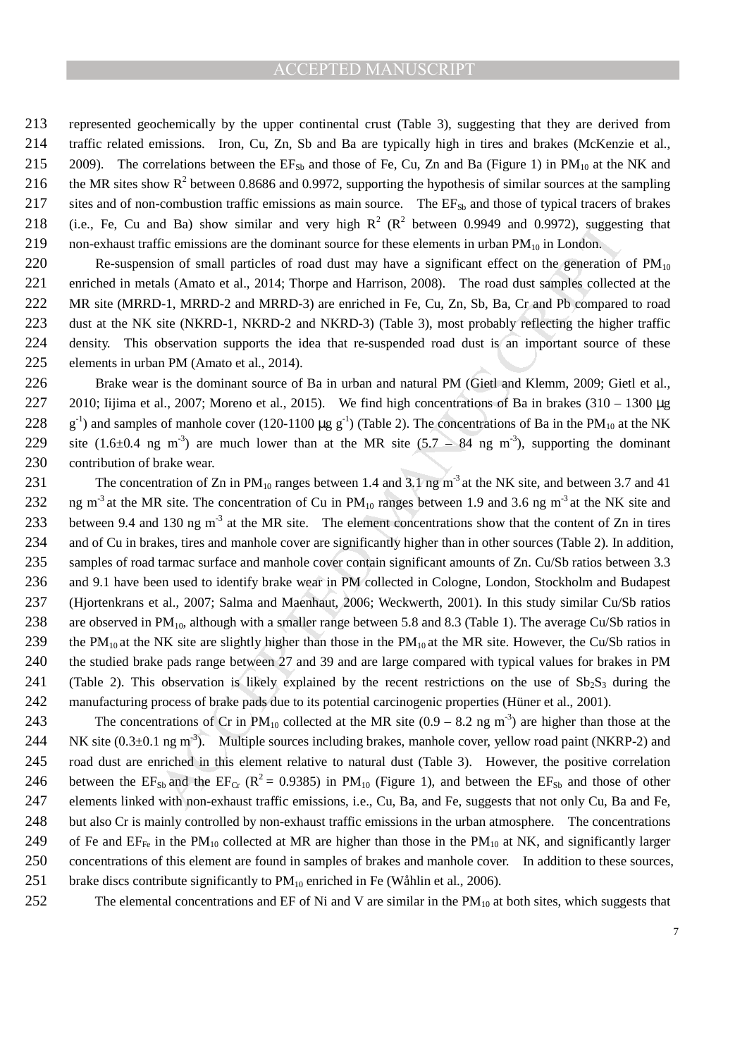represented geochemically by the upper continental crust (Table 3), suggesting that they are derived from traffic related emissions. Iron, Cu, Zn, Sb and Ba are typically high in tires and brakes (McKenzie et al., 2009). The correlations between the $EF_{Sb}$ and those of Fe, Cu, Zn and Ba (Figure 1) in $PM_{10}$ at the NK and the MR sites show $R^2$ between 0.8686 and 0.9972, supporting the hypothesis of similar sources at the sampling sites and of non-combustion traffic emissions as main source. The $EF_{Sb}$ and those of typical tracers of brakes (i.e., Fe, Cu and Ba) show similar and very high $R^2$ ($R^2$ between 0.9949 and 0.9972), suggesting that non-exhaust traffic emissions are the dominant source for these elements in urban $PM_{10}$ in London.

Re-suspension of small particles of road dust may have a significant effect on the generation of $PM_{10}$ enriched in metals (Amato et al., 2014; Thorpe and Harrison, 2008). The road dust samples collected at the MR site (MRRD-1, MRRD-2 and MRRD-3) are enriched in Fe, Cu, Zn, Sb, Ba, Cr and Pb compared to road dust at the NK site (NKRD-1, NKRD-2 and NKRD-3) (Table 3), most probably reflecting the higher traffic density. This observation supports the idea that re-suspended road dust is an important source of these elements in urban PM (Amato et al., 2014).

Brake wear is the dominant source of Ba in urban and natural PM (Gietl and Klemm, 2009; Gietl et al., 2010; Iijima et al., 2007; Moreno et al., 2015). We find high concentrations of Ba in brakes (310 – 1300 μg $g^{-1}$) and samples of manhole cover (120-1100 μg $g^{-1}$) (Table 2). The concentrations of Ba in the $PM_{10}$ at the NK site (1.6±0.4 ng $m^{-3}$) are much lower than at the MR site (5.7 – 84 ng $m^{-3}$), supporting the dominant contribution of brake wear.

The concentration of Zn in $PM_{10}$ ranges between 1.4 and 3.1 ng $m^{-3}$ at the NK site, and between 3.7 and 41 ng $m^{-3}$ at the MR site. The concentration of Cu in $PM_{10}$ ranges between 1.9 and 3.6 ng $m^{-3}$ at the NK site and between 9.4 and 130 ng $m^{-3}$ at the MR site. The element concentrations show that the content of Zn in tires and of Cu in brakes, tires and manhole cover are significantly higher than in other sources (Table 2). In addition, samples of road tarmac surface and manhole cover contain significant amounts of Zn. Cu/Sb ratios between 3.3 and 9.1 have been used to identify brake wear in PM collected in Cologne, London, Stockholm and Budapest (Hjortenkrans et al., 2007; Salma and Maenhaut, 2006; Weckwerth, 2001). In this study similar Cu/Sb ratios are observed in $PM_{10}$, although with a smaller range between 5.8 and 8.3 (Table 1). The average Cu/Sb ratios in the $PM_{10}$ at the NK site are slightly higher than those in the $PM_{10}$ at the MR site. However, the Cu/Sb ratios in the studied brake pads range between 27 and 39 and are large compared with typical values for brakes in PM (Table 2). This observation is likely explained by the recent restrictions on the use of $Sb_2S_3$ during the manufacturing process of brake pads due to its potential carcinogenic properties (Hüner et al., 2001).

The concentrations of Cr in $PM_{10}$ collected at the MR site (0.9 – 8.2 ng $m^{-3}$) are higher than those at the NK site (0.3±0.1 ng $m^{-3}$). Multiple sources including brakes, manhole cover, yellow road paint (NKRP-2) and road dust are enriched in this element relative to natural dust (Table 3). However, the positive correlation between the $EF_{Sb}$ and the $EF_{Cr}$ ($R^2$ = 0.9385) in $PM_{10}$ (Figure 1), and between the $EF_{Sb}$ and those of other elements linked with non-exhaust traffic emissions, i.e., Cu, Ba, and Fe, suggests that not only Cu, Ba and Fe, but also Cr is mainly controlled by non-exhaust traffic emissions in the urban atmosphere. The concentrations of Fe and $EF_{Fe}$ in the $PM_{10}$ collected at MR are higher than those in the $PM_{10}$ at NK, and significantly larger concentrations of this element are found in samples of brakes and manhole cover. In addition to these sources, brake discs contribute significantly to $PM_{10}$ enriched in Fe (Wåhlin et al., 2006).

The elemental concentrations and EF of Ni and V are similar in the $PM_{10}$ at both sites, which suggests that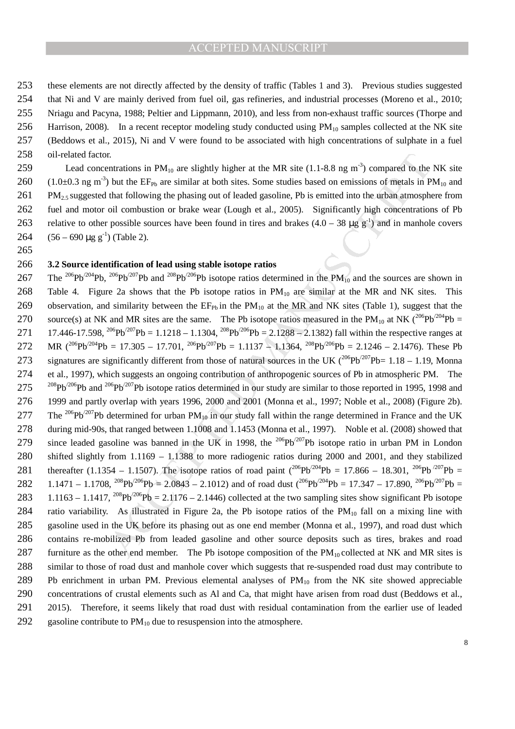these elements are not directly affected by the density of traffic (Tables 1 and 3). Previous studies suggested that Ni and V are mainly derived from fuel oil, gas refineries, and industrial processes (Moreno et al., 2010; Nriagu and Pacyna, 1988; Peltier and Lippmann, 2010), and less from non-exhaust traffic sources (Thorpe and Harrison, 2008). In a recent receptor modeling study conducted using $PM_{10}$ samples collected at the NK site (Beddows et al., 2015), Ni and V were found to be associated with high concentrations of sulphate in a fuel oil-related factor.

Lead concentrations in $PM_{10}$ are slightly higher at the MR site (1.1-8.8 ng $m^{-3}$) compared to the NK site (1.0±0.3 ng $m^{-3}$) but the $EF_{Pb}$ are similar at both sites. Some studies based on emissions of metals in $PM_{10}$ and $PM_{2.5}$ suggested that following the phasing out of leaded gasoline, Pb is emitted into the urban atmosphere from fuel and motor oil combustion or brake wear (Lough et al., 2005). Significantly high concentrations of Pb relative to other possible sources have been found in tires and brakes (4.0 – 38 μg $g^{-1}$) and in manhole covers (56 – 690 μg $g^{-1}$) (Table 2).

### 3.2 Source identification of lead using stable isotope ratios

The $^{206}Pb/^{204}Pb$, $^{206}Pb/^{207}Pb$ and $^{208}Pb/^{206}Pb$ isotope ratios determined in the $PM_{10}$ and the sources are shown in Table 4. Figure 2a shows that the Pb isotope ratios in $PM_{10}$ are similar at the MR and NK sites. This observation, and similarity between the $EF_{Pb}$ in the $PM_{10}$ at the MR and NK sites (Table 1), suggest that the source(s) at NK and MR sites are the same. The Pb isotope ratios measured in the $PM_{10}$ at NK ($^{206}Pb/^{204}Pb$ = 17.446-17.598, $^{206}Pb/^{207}Pb$ = 1.1218 – 1.1304, $^{208}Pb/^{206}Pb$ = 2.1288 – 2.1382) fall within the respective ranges at MR ($^{206}Pb/^{204}Pb$ = 17.305 – 17.701, $^{206}Pb/^{207}Pb$ = 1.1137 – 1.1364, $^{208}Pb/^{206}Pb$ = 2.1246 – 2.1476). These Pb signatures are significantly different from those of natural sources in the UK ($^{206}Pb/^{207}Pb$= 1.18 – 1.19, Monna et al., 1997), which suggests an ongoing contribution of anthropogenic sources of Pb in atmospheric PM. The $^{208}Pb/^{206}Pb$ and $^{206}Pb/^{207}Pb$ isotope ratios determined in our study are similar to those reported in 1995, 1998 and 1999 and partly overlap with years 1996, 2000 and 2001 (Monna et al., 1997; Noble et al., 2008) (Figure 2b). The $^{206}Pb/^{207}Pb$ determined for urban $PM_{10}$ in our study fall within the range determined in France and the UK during mid-90s, that ranged between 1.1008 and 1.1453 (Monna et al., 1997). Noble et al. (2008) showed that since leaded gasoline was banned in the UK in 1998, the $^{206}Pb/^{207}Pb$ isotope ratio in urban PM in London shifted slightly from 1.1169 – 1.1388 to more radiogenic ratios during 2000 and 2001, and they stabilized thereafter (1.1354 – 1.1507). The isotope ratios of road paint ($^{206}Pb/^{204}Pb$ = 17.866 – 18.301, $^{206}Pb/^{207}Pb$ = 1.1471 – 1.1708, $^{208}Pb/^{206}Pb$ = 2.0843 – 2.1012) and of road dust ($^{206}Pb/^{204}Pb$ = 17.347 – 17.890, $^{206}Pb/^{207}Pb$ = 1.1163 – 1.1417, $^{208}Pb/^{206}Pb$ = 2.1176 – 2.1446) collected at the two sampling sites show significant Pb isotope ratio variability. As illustrated in Figure 2a, the Pb isotope ratios of the $PM_{10}$ fall on a mixing line with gasoline used in the UK before its phasing out as one end member (Monna et al., 1997), and road dust which contains re-mobilized Pb from leaded gasoline and other source deposits such as tires, brakes and road furniture as the other end member. The Pb isotope composition of the $PM_{10}$ collected at NK and MR sites is similar to those of road dust and manhole cover which suggests that re-suspended road dust may contribute to Pb enrichment in urban PM. Previous elemental analyses of $PM_{10}$ from the NK site showed appreciable concentrations of crustal elements such as Al and Ca, that might have arisen from road dust (Beddows et al., 2015). Therefore, it seems likely that road dust with residual contamination from the earlier use of leaded gasoline contribute to $PM_{10}$ due to resuspension into the atmosphere.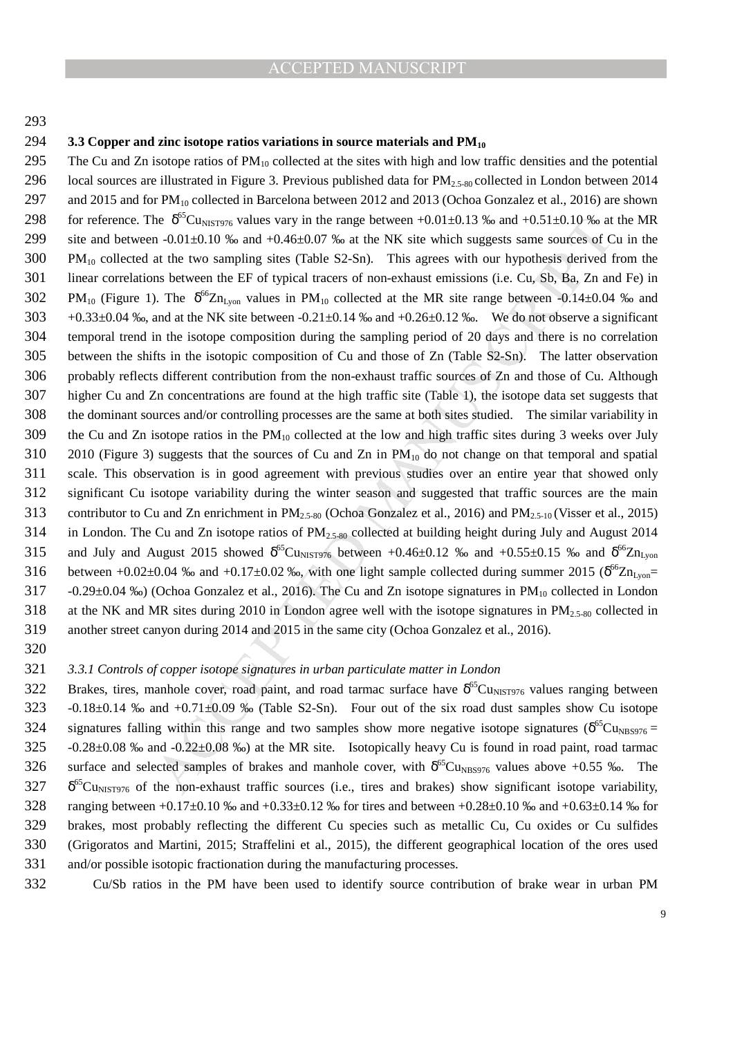### 3.3 Copper and zinc isotope ratios variations in source materials and $PM_{10}$

The Cu and Zn isotope ratios of $PM_{10}$ collected at the sites with high and low traffic densities and the potential local sources are illustrated in Figure 3. Previous published data for $PM_{2.5\text{-}80}$ collected in London between 2014 and 2015 and for $PM_{10}$ collected in Barcelona between 2012 and 2013 (Ochoa Gonzalez et al., 2016) are shown for reference. The $\delta^{65}Cu_{NIST976}$ values vary in the range between +0.01±0.13 ‰ and +0.51±0.10 ‰ at the MR site and between -0.01±0.10 ‰ and +0.46±0.07 ‰ at the NK site which suggests same sources of Cu in the $PM_{10}$ collected at the two sampling sites (Table S2-Sn). This agrees with our hypothesis derived from the linear correlations between the EF of typical tracers of non-exhaust emissions (i.e. Cu, Sb, Ba, Zn and Fe) in $PM_{10}$ (Figure 1). The $\delta^{66}Zn_{Lyon}$ values in $PM_{10}$ collected at the MR site range between -0.14±0.04 ‰ and +0.33±0.04 ‰, and at the NK site between -0.21±0.14 ‰ and +0.26±0.12 ‰. We do not observe a significant temporal trend in the isotope composition during the sampling period of 20 days and there is no correlation between the shifts in the isotopic composition of Cu and those of Zn (Table S2-Sn). The latter observation probably reflects different contribution from the non-exhaust traffic sources of Zn and those of Cu. Although higher Cu and Zn concentrations are found at the high traffic site (Table 1), the isotope data set suggests that the dominant sources and/or controlling processes are the same at both sites studied. The similar variability in the Cu and Zn isotope ratios in the $PM_{10}$ collected at the low and high traffic sites during 3 weeks over July 2010 (Figure 3) suggests that the sources of Cu and Zn in $PM_{10}$ do not change on that temporal and spatial scale. This observation is in good agreement with previous studies over an entire year that showed only significant Cu isotope variability during the winter season and suggested that traffic sources are the main contributor to Cu and Zn enrichment in $PM_{2.5\text{-}80}$ (Ochoa Gonzalez et al., 2016) and $PM_{2.5\text{-}10}$ (Visser et al., 2015) in London. The Cu and Zn isotope ratios of $PM_{2.5\text{-}80}$ collected at building height during July and August 2014 and July and August 2015 showed $\delta^{65}Cu_{NIST976}$ between +0.46±0.12 ‰ and +0.55±0.15 ‰ and $\delta^{66}Zn_{Lyon}$ between +0.02±0.04 ‰ and +0.17±0.02 ‰, with one light sample collected during summer 2015 ($\delta^{66}Zn_{Lyon}$= -0.29±0.04 ‰) (Ochoa Gonzalez et al., 2016). The Cu and Zn isotope signatures in $PM_{10}$ collected in London at the NK and MR sites during 2010 in London agree well with the isotope signatures in $PM_{2.5\text{-}80}$ collected in another street canyon during 2014 and 2015 in the same city (Ochoa Gonzalez et al., 2016).

#### *3.3.1 Controls of copper isotope signatures in urban particulate matter in London*

Brakes, tires, manhole cover, road paint, and road tarmac surface have $\delta^{65}Cu_{NIST976}$ values ranging between -0.18±0.14 ‰ and +0.71±0.09 ‰ (Table S2-Sn). Four out of the six road dust samples show Cu isotope signatures falling within this range and two samples show more negative isotope signatures ($\delta^{65}Cu_{NBS976}$ = -0.28±0.08 ‰ and -0.22±0.08 ‰) at the MR site. Isotopically heavy Cu is found in road paint, road tarmac surface and selected samples of brakes and manhole cover, with $\delta^{65}Cu_{NBS976}$ values above +0.55 ‰. The $\delta^{65}Cu_{NIST976}$ of the non-exhaust traffic sources (i.e., tires and brakes) show significant isotope variability, ranging between +0.17±0.10 ‰ and +0.33±0.12 ‰ for tires and between +0.28±0.10 ‰ and +0.63±0.14 ‰ for brakes, most probably reflecting the different Cu species such as metallic Cu, Cu oxides or Cu sulfides (Grigoratos and Martini, 2015; Straffelini et al., 2015), the different geographical location of the ores used and/or possible isotopic fractionation during the manufacturing processes.

Cu/Sb ratios in the PM have been used to identify source contribution of brake wear in urban PM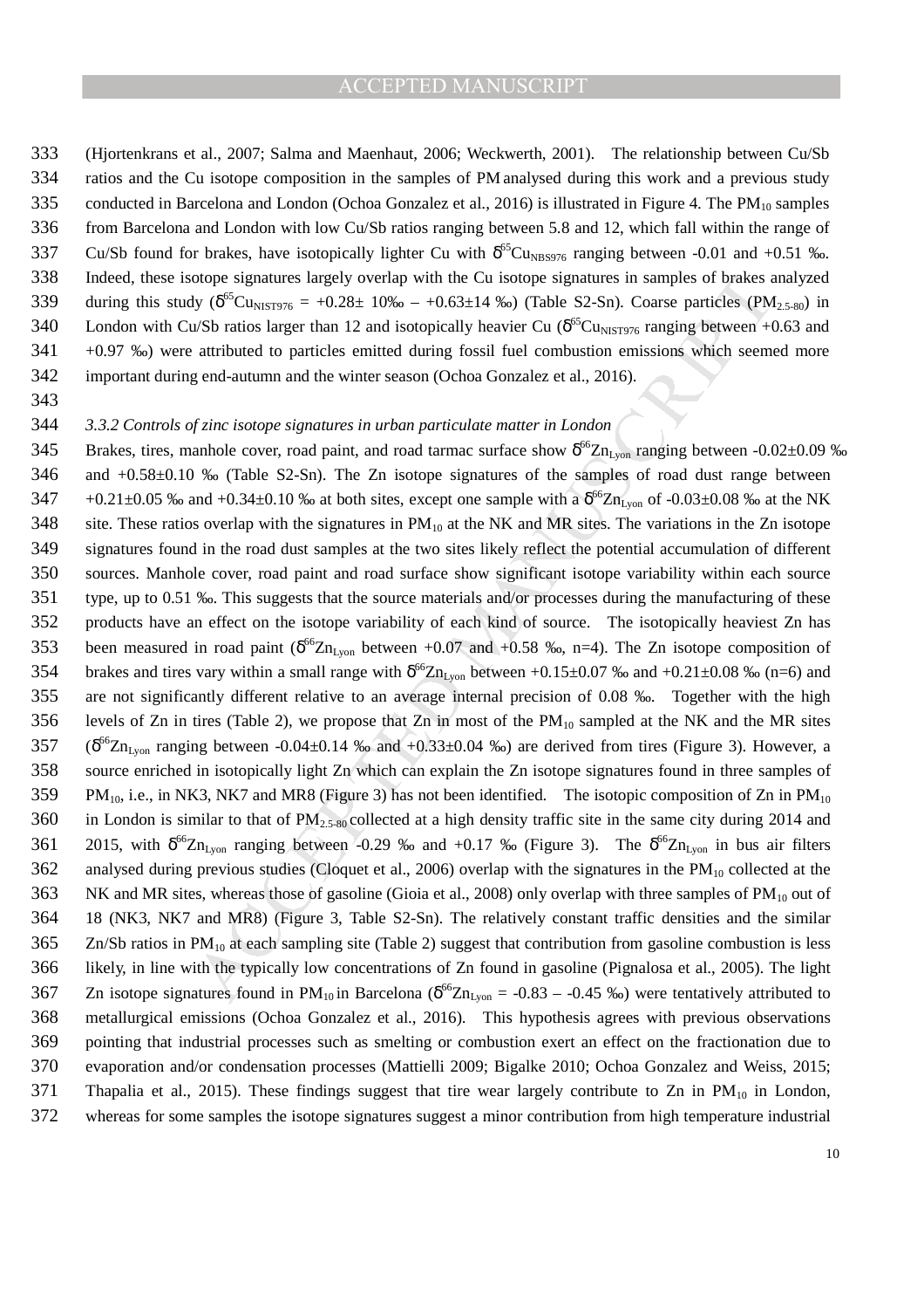(Hjortenkrans et al., 2007; Salma and Maenhaut, 2006; Weckwerth, 2001). The relationship between Cu/Sb ratios and the Cu isotope composition in the samples of PM analysed during this work and a previous study conducted in Barcelona and London (Ochoa Gonzalez et al., 2016) is illustrated in Figure 4. The $PM_{10}$ samples from Barcelona and London with low Cu/Sb ratios ranging between 5.8 and 12, which fall within the range of Cu/Sb found for brakes, have isotopically lighter Cu with $\delta^{65}Cu_{NBS976}$ ranging between -0.01 and +0.51 ‰. Indeed, these isotope signatures largely overlap with the Cu isotope signatures in samples of brakes analyzed during this study ($\delta^{65}Cu_{NIST976}$ = +0.28± 10‰ – +0.63±14 ‰) (Table S2-Sn). Coarse particles ($PM_{2.5\text{-}80}$) in London with Cu/Sb ratios larger than 12 and isotopically heavier Cu ($\delta^{65}Cu_{NIST976}$ ranging between +0.63 and +0.97 ‰) were attributed to particles emitted during fossil fuel combustion emissions which seemed more important during end-autumn and the winter season (Ochoa Gonzalez et al., 2016).

*3.3.2 Controls of zinc isotope signatures in urban particulate matter in London*

Brakes, tires, manhole cover, road paint, and road tarmac surface show $\delta^{66}Zn_{Lyon}$ ranging between -0.02±0.09 ‰ and +0.58±0.10 ‰ (Table S2-Sn). The Zn isotope signatures of the samples of road dust range between +0.21±0.05 ‰ and +0.34±0.10 ‰ at both sites, except one sample with a $\delta^{66}Zn_{Lyon}$ of -0.03±0.08 ‰ at the NK site. These ratios overlap with the signatures in $PM_{10}$ at the NK and MR sites. The variations in the Zn isotope signatures found in the road dust samples at the two sites likely reflect the potential accumulation of different sources. Manhole cover, road paint and road surface show significant isotope variability within each source type, up to 0.51 ‰. This suggests that the source materials and/or processes during the manufacturing of these products have an effect on the isotope variability of each kind of source. The isotopically heaviest Zn has been measured in road paint ($\delta^{66}Zn_{Lyon}$ between +0.07 and +0.58 ‰, n=4). The Zn isotope composition of brakes and tires vary within a small range with $\delta^{66}Zn_{Lyon}$ between +0.15±0.07 ‰ and +0.21±0.08 ‰ (n=6) and are not significantly different relative to an average internal precision of 0.08 ‰. Together with the high levels of Zn in tires (Table 2), we propose that Zn in most of the $PM_{10}$ sampled at the NK and the MR sites ($\delta^{66}Zn_{Lyon}$ ranging between -0.04±0.14 ‰ and +0.33±0.04 ‰) are derived from tires (Figure 3). However, a source enriched in isotopically light Zn which can explain the Zn isotope signatures found in three samples of $PM_{10}$, i.e., in NK3, NK7 and MR8 (Figure 3) has not been identified. The isotopic composition of Zn in $PM_{10}$ in London is similar to that of $PM_{2.5\text{-}80}$ collected at a high density traffic site in the same city during 2014 and 2015, with $\delta^{66}Zn_{Lyon}$ ranging between -0.29 ‰ and +0.17 ‰ (Figure 3). The $\delta^{66}Zn_{Lyon}$ in bus air filters analysed during previous studies (Cloquet et al., 2006) overlap with the signatures in the $PM_{10}$ collected at the NK and MR sites, whereas those of gasoline (Gioia et al., 2008) only overlap with three samples of $PM_{10}$ out of 18 (NK3, NK7 and MR8) (Figure 3, Table S2-Sn). The relatively constant traffic densities and the similar Zn/Sb ratios in $PM_{10}$ at each sampling site (Table 2) suggest that contribution from gasoline combustion is less likely, in line with the typically low concentrations of Zn found in gasoline (Pignalosa et al., 2005). The light Zn isotope signatures found in $PM_{10}$ in Barcelona ($\delta^{66}Zn_{Lyon}$ = -0.83 – -0.45 ‰) were tentatively attributed to metallurgical emissions (Ochoa Gonzalez et al., 2016). This hypothesis agrees with previous observations pointing that industrial processes such as smelting or combustion exert an effect on the fractionation due to evaporation and/or condensation processes (Mattielli 2009; Bigalke 2010; Ochoa Gonzalez and Weiss, 2015; Thapalia et al., 2015). These findings suggest that tire wear largely contribute to Zn in $PM_{10}$ in London, whereas for some samples the isotope signatures suggest a minor contribution from high temperature industrial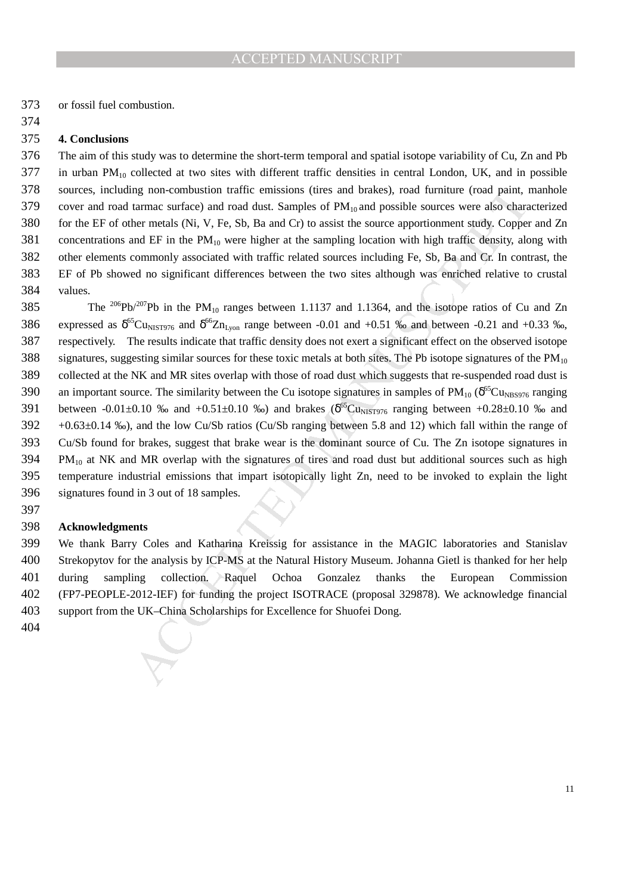or fossil fuel combustion.

## 4. Conclusions

The aim of this study was to determine the short-term temporal and spatial isotope variability of Cu, Zn and Pb in urban $PM_{10}$ collected at two sites with different traffic densities in central London, UK, and in possible sources, including non-combustion traffic emissions (tires and brakes), road furniture (road paint, manhole cover and road tarmac surface) and road dust. Samples of $PM_{10}$ and possible sources were also characterized for the EF of other metals (Ni, V, Fe, Sb, Ba and Cr) to assist the source apportionment study. Copper and Zn concentrations and EF in the $PM_{10}$ were higher at the sampling location with high traffic density, along with other elements commonly associated with traffic related sources including Fe, Sb, Ba and Cr. In contrast, the EF of Pb showed no significant differences between the two sites although was enriched relative to crustal values.

The $^{206}Pb/^{207}Pb$ in the $PM_{10}$ ranges between 1.1137 and 1.1364, and the isotope ratios of Cu and Zn expressed as $\delta^{65}Cu_{NIST976}$ and $\delta^{66}Zn_{Lyon}$ range between -0.01 and +0.51 ‰ and between -0.21 and +0.33 ‰, respectively. The results indicate that traffic density does not exert a significant effect on the observed isotope signatures, suggesting similar sources for these toxic metals at both sites. The Pb isotope signatures of the $PM_{10}$ collected at the NK and MR sites overlap with those of road dust which suggests that re-suspended road dust is an important source. The similarity between the Cu isotope signatures in samples of $PM_{10}$ ($\delta^{65}Cu_{NBS976}$ ranging between -0.01±0.10 ‰ and +0.51±0.10 ‰) and brakes ($\delta^{65}Cu_{NIST976}$ ranging between +0.28±0.10 ‰ and +0.63±0.14 ‰), and the low Cu/Sb ratios (Cu/Sb ranging between 5.8 and 12) which fall within the range of Cu/Sb found for brakes, suggest that brake wear is the dominant source of Cu. The Zn isotope signatures in $PM_{10}$ at NK and MR overlap with the signatures of tires and road dust but additional sources such as high temperature industrial emissions that impart isotopically light Zn, need to be invoked to explain the light signatures found in 3 out of 18 samples.

## Acknowledgments

We thank Barry Coles and Katharina Kreissig for assistance in the MAGIC laboratories and Stanislav Strekopytov for the analysis by ICP-MS at the Natural History Museum. Johanna Gietl is thanked for her help during sampling collection. Raquel Ochoa Gonzalez thanks the European Commission (FP7-PEOPLE-2012-IEF) for funding the project ISOTRACE (proposal 329878). We acknowledge financial support from the UK–China Scholarships for Excellence for Shuofei Dong.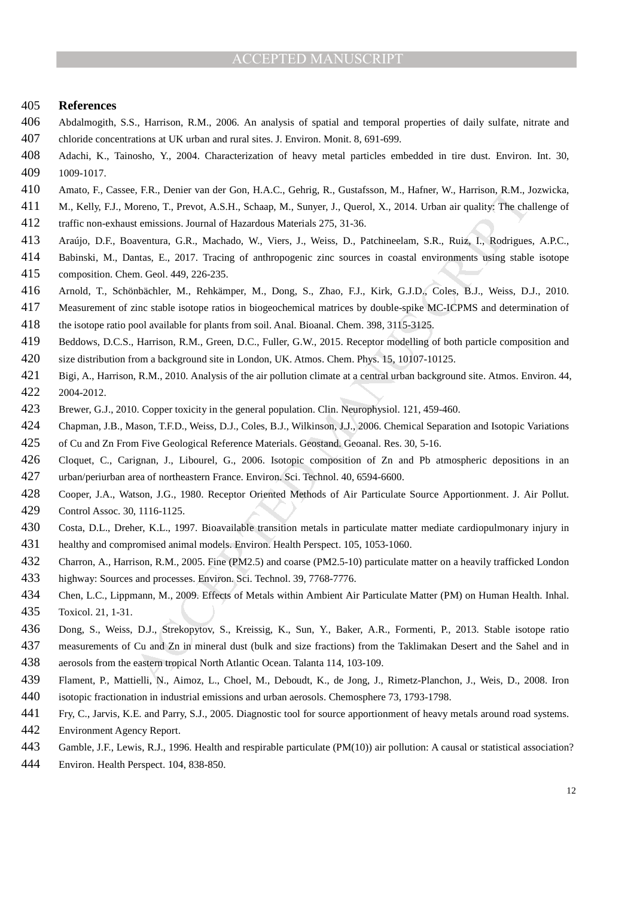## References

Abdalmogith, S.S., Harrison, R.M., 2006. An analysis of spatial and temporal properties of daily sulfate, nitrate and chloride concentrations at UK urban and rural sites. J. Environ. Monit. 8, 691-699.

Adachi, K., Tainosho, Y., 2004. Characterization of heavy metal particles embedded in tire dust. Environ. Int. 30, 1009-1017.

Amato, F., Cassee, F.R., Denier van der Gon, H.A.C., Gehrig, R., Gustafsson, M., Hafner, W., Harrison, R.M., Jozwicka, M., Kelly, F.J., Moreno, T., Prevot, A.S.H., Schaap, M., Sunyer, J., Querol, X., 2014. Urban air quality: The challenge of traffic non-exhaust emissions. Journal of Hazardous Materials 275, 31-36.

Araújo, D.F., Boaventura, G.R., Machado, W., Viers, J., Weiss, D., Patchineelam, S.R., Ruiz, I., Rodrigues, A.P.C., Babinski, M., Dantas, E., 2017. Tracing of anthropogenic zinc sources in coastal environments using stable isotope composition. Chem. Geol. 449, 226-235.

Arnold, T., Schönbächler, M., Rehkämper, M., Dong, S., Zhao, F.J., Kirk, G.J.D., Coles, B.J., Weiss, D.J., 2010. Measurement of zinc stable isotope ratios in biogeochemical matrices by double-spike MC-ICPMS and determination of the isotope ratio pool available for plants from soil. Anal. Bioanal. Chem. 398, 3115-3125.

Beddows, D.C.S., Harrison, R.M., Green, D.C., Fuller, G.W., 2015. Receptor modelling of both particle composition and size distribution from a background site in London, UK. Atmos. Chem. Phys. 15, 10107-10125.

Bigi, A., Harrison, R.M., 2010. Analysis of the air pollution climate at a central urban background site. Atmos. Environ. 44, 2004-2012.

Brewer, G.J., 2010. Copper toxicity in the general population. Clin. Neurophysiol. 121, 459-460.

Chapman, J.B., Mason, T.F.D., Weiss, D.J., Coles, B.J., Wilkinson, J.J., 2006. Chemical Separation and Isotopic Variations of Cu and Zn From Five Geological Reference Materials. Geostand. Geoanal. Res. 30, 5-16.

Cloquet, C., Carignan, J., Libourel, G., 2006. Isotopic composition of Zn and Pb atmospheric depositions in an urban/periurban area of northeastern France. Environ. Sci. Technol. 40, 6594-6600.

Cooper, J.A., Watson, J.G., 1980. Receptor Oriented Methods of Air Particulate Source Apportionment. J. Air Pollut. Control Assoc. 30, 1116-1125.

Costa, D.L., Dreher, K.L., 1997. Bioavailable transition metals in particulate matter mediate cardiopulmonary injury in healthy and compromised animal models. Environ. Health Perspect. 105, 1053-1060.

Charron, A., Harrison, R.M., 2005. Fine (PM2.5) and coarse (PM2.5-10) particulate matter on a heavily trafficked London highway: Sources and processes. Environ. Sci. Technol. 39, 7768-7776.

Chen, L.C., Lippmann, M., 2009. Effects of Metals within Ambient Air Particulate Matter (PM) on Human Health. Inhal. Toxicol. 21, 1-31.

Dong, S., Weiss, D.J., Strekopytov, S., Kreissig, K., Sun, Y., Baker, A.R., Formenti, P., 2013. Stable isotope ratio measurements of Cu and Zn in mineral dust (bulk and size fractions) from the Taklimakan Desert and the Sahel and in aerosols from the eastern tropical North Atlantic Ocean. Talanta 114, 103-109.

Flament, P., Mattielli, N., Aimoz, L., Choel, M., Deboudt, K., de Jong, J., Rimetz-Planchon, J., Weis, D., 2008. Iron isotopic fractionation in industrial emissions and urban aerosols. Chemosphere 73, 1793-1798.

Fry, C., Jarvis, K.E. and Parry, S.J., 2005. Diagnostic tool for source apportionment of heavy metals around road systems. Environment Agency Report.

Gamble, J.F., Lewis, R.J., 1996. Health and respirable particulate (PM(10)) air pollution: A causal or statistical association? Environ. Health Perspect. 104, 838-850.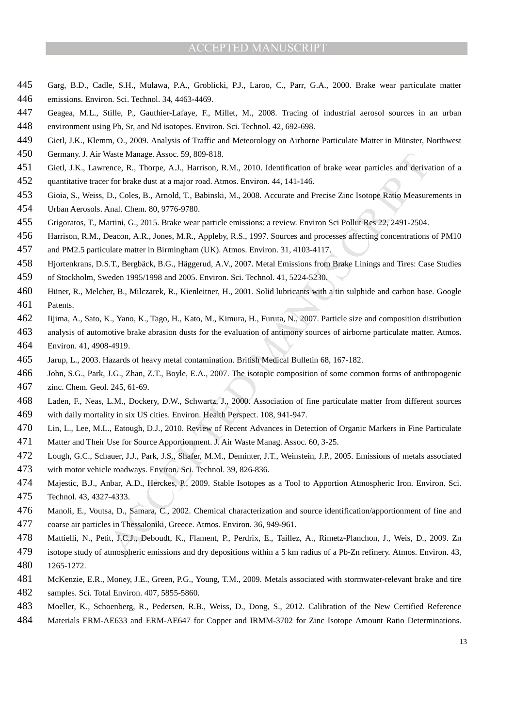Garg, B.D., Cadle, S.H., Mulawa, P.A., Groblicki, P.J., Laroo, C., Parr, G.A., 2000. Brake wear particulate matter emissions. Environ. Sci. Technol. 34, 4463-4469.

Geagea, M.L., Stille, P., Gauthier-Lafaye, F., Millet, M., 2008. Tracing of industrial aerosol sources in an urban environment using Pb, Sr, and Nd isotopes. Environ. Sci. Technol. 42, 692-698.

Gietl, J.K., Klemm, O., 2009. Analysis of Traffic and Meteorology on Airborne Particulate Matter in Münster, Northwest Germany. J. Air Waste Manage. Assoc. 59, 809-818.

Gietl, J.K., Lawrence, R., Thorpe, A.J., Harrison, R.M., 2010. Identification of brake wear particles and derivation of a quantitative tracer for brake dust at a major road. Atmos. Environ. 44, 141-146.

Gioia, S., Weiss, D., Coles, B., Arnold, T., Babinski, M., 2008. Accurate and Precise Zinc Isotope Ratio Measurements in Urban Aerosols. Anal. Chem. 80, 9776-9780.

Grigoratos, T., Martini, G., 2015. Brake wear particle emissions: a review. Environ Sci Pollut Res 22, 2491-2504.

Harrison, R.M., Deacon, A.R., Jones, M.R., Appleby, R.S., 1997. Sources and processes affecting concentrations of PM10 and PM2.5 particulate matter in Birmingham (UK). Atmos. Environ. 31, 4103-4117.

Hjortenkrans, D.S.T., Bergbäck, B.G., Häggerud, A.V., 2007. Metal Emissions from Brake Linings and Tires: Case Studies of Stockholm, Sweden 1995/1998 and 2005. Environ. Sci. Technol. 41, 5224-5230.

Hüner, R., Melcher, B., Milczarek, R., Kienleitner, H., 2001. Solid lubricants with a tin sulphide and carbon base. Google Patents.

Iijima, A., Sato, K., Yano, K., Tago, H., Kato, M., Kimura, H., Furuta, N., 2007. Particle size and composition distribution analysis of automotive brake abrasion dusts for the evaluation of antimony sources of airborne particulate matter. Atmos. Environ. 41, 4908-4919.

Jarup, L., 2003. Hazards of heavy metal contamination. British Medical Bulletin 68, 167-182.

John, S.G., Park, J.G., Zhan, Z.T., Boyle, E.A., 2007. The isotopic composition of some common forms of anthropogenic zinc. Chem. Geol. 245, 61-69.

Laden, F., Neas, L.M., Dockery, D.W., Schwartz, J., 2000. Association of fine particulate matter from different sources with daily mortality in six US cities. Environ. Health Perspect. 108, 941-947.

Lin, L., Lee, M.L., Eatough, D.J., 2010. Review of Recent Advances in Detection of Organic Markers in Fine Particulate Matter and Their Use for Source Apportionment. J. Air Waste Manag. Assoc. 60, 3-25.

Lough, G.C., Schauer, J.J., Park, J.S., Shafer, M.M., Deminter, J.T., Weinstein, J.P., 2005. Emissions of metals associated with motor vehicle roadways. Environ. Sci. Technol. 39, 826-836.

Majestic, B.J., Anbar, A.D., Herckes, P., 2009. Stable Isotopes as a Tool to Apportion Atmospheric Iron. Environ. Sci. Technol. 43, 4327-4333.

Manoli, E., Voutsa, D., Samara, C., 2002. Chemical characterization and source identification/apportionment of fine and coarse air particles in Thessaloniki, Greece. Atmos. Environ. 36, 949-961.

Mattielli, N., Petit, J.C.J., Deboudt, K., Flament, P., Perdrix, E., Taillez, A., Rimetz-Planchon, J., Weis, D., 2009. Zn isotope study of atmospheric emissions and dry depositions within a 5 km radius of a Pb-Zn refinery. Atmos. Environ. 43, 1265-1272.

McKenzie, E.R., Money, J.E., Green, P.G., Young, T.M., 2009. Metals associated with stormwater-relevant brake and tire samples. Sci. Total Environ. 407, 5855-5860.

Moeller, K., Schoenberg, R., Pedersen, R.B., Weiss, D., Dong, S., 2012. Calibration of the New Certified Reference Materials ERM-AE633 and ERM-AE647 for Copper and IRMM-3702 for Zinc Isotope Amount Ratio Determinations.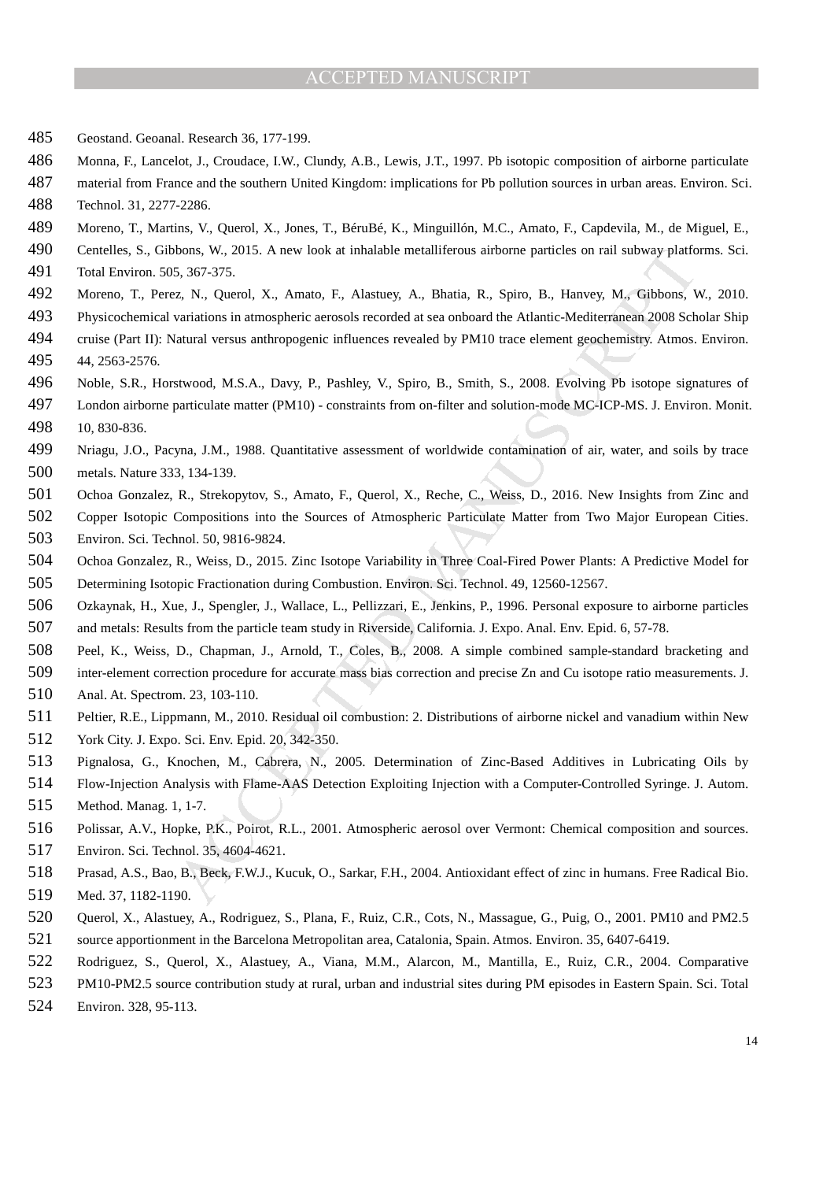Geostand. Geoanal. Research 36, 177-199.

Monna, F., Lancelot, J., Croudace, I.W., Clundy, A.B., Lewis, J.T., 1997. Pb isotopic composition of airborne particulate material from France and the southern United Kingdom: implications for Pb pollution sources in urban areas. Environ. Sci. Technol. 31, 2277-2286.

Moreno, T., Martins, V., Querol, X., Jones, T., BéruBé, K., Minguillón, M.C., Amato, F., Capdevila, M., de Miguel, E., Centelles, S., Gibbons, W., 2015. A new look at inhalable metalliferous airborne particles on rail subway platforms. Sci. Total Environ. 505, 367-375.

Moreno, T., Perez, N., Querol, X., Amato, F., Alastuey, A., Bhatia, R., Spiro, B., Hanvey, M., Gibbons, W., 2010. Physicochemical variations in atmospheric aerosols recorded at sea onboard the Atlantic-Mediterranean 2008 Scholar Ship cruise (Part II): Natural versus anthropogenic influences revealed by PM10 trace element geochemistry. Atmos. Environ. 44, 2563-2576.

Noble, S.R., Horstwood, M.S.A., Davy, P., Pashley, V., Spiro, B., Smith, S., 2008. Evolving Pb isotope signatures of London airborne particulate matter (PM10) - constraints from on-filter and solution-mode MC-ICP-MS. J. Environ. Monit. 10, 830-836.

Nriagu, J.O., Pacyna, J.M., 1988. Quantitative assessment of worldwide contamination of air, water, and soils by trace metals. Nature 333, 134-139.

Ochoa Gonzalez, R., Strekopytov, S., Amato, F., Querol, X., Reche, C., Weiss, D., 2016. New Insights from Zinc and Copper Isotopic Compositions into the Sources of Atmospheric Particulate Matter from Two Major European Cities. Environ. Sci. Technol. 50, 9816-9824.

Ochoa Gonzalez, R., Weiss, D., 2015. Zinc Isotope Variability in Three Coal-Fired Power Plants: A Predictive Model for Determining Isotopic Fractionation during Combustion. Environ. Sci. Technol. 49, 12560-12567.

Ozkaynak, H., Xue, J., Spengler, J., Wallace, L., Pellizzari, E., Jenkins, P., 1996. Personal exposure to airborne particles and metals: Results from the particle team study in Riverside, California. J. Expo. Anal. Env. Epid. 6, 57-78.

Peel, K., Weiss, D., Chapman, J., Arnold, T., Coles, B., 2008. A simple combined sample-standard bracketing and inter-element correction procedure for accurate mass bias correction and precise Zn and Cu isotope ratio measurements. J. Anal. At. Spectrom. 23, 103-110.

Peltier, R.E., Lippmann, M., 2010. Residual oil combustion: 2. Distributions of airborne nickel and vanadium within New York City. J. Expo. Sci. Env. Epid. 20, 342-350.

Pignalosa, G., Knochen, M., Cabrera, N., 2005. Determination of Zinc-Based Additives in Lubricating Oils by Flow-Injection Analysis with Flame-AAS Detection Exploiting Injection with a Computer-Controlled Syringe. J. Autom. Method. Manag. 1, 1-7.

Polissar, A.V., Hopke, P.K., Poirot, R.L., 2001. Atmospheric aerosol over Vermont: Chemical composition and sources. Environ. Sci. Technol. 35, 4604-4621.

Prasad, A.S., Bao, B., Beck, F.W.J., Kucuk, O., Sarkar, F.H., 2004. Antioxidant effect of zinc in humans. Free Radical Bio. Med. 37, 1182-1190.

Querol, X., Alastuey, A., Rodriguez, S., Plana, F., Ruiz, C.R., Cots, N., Massague, G., Puig, O., 2001. PM10 and PM2.5 source apportionment in the Barcelona Metropolitan area, Catalonia, Spain. Atmos. Environ. 35, 6407-6419.

Rodriguez, S., Querol, X., Alastuey, A., Viana, M.M., Alarcon, M., Mantilla, E., Ruiz, C.R., 2004. Comparative PM10-PM2.5 source contribution study at rural, urban and industrial sites during PM episodes in Eastern Spain. Sci. Total Environ. 328, 95-113.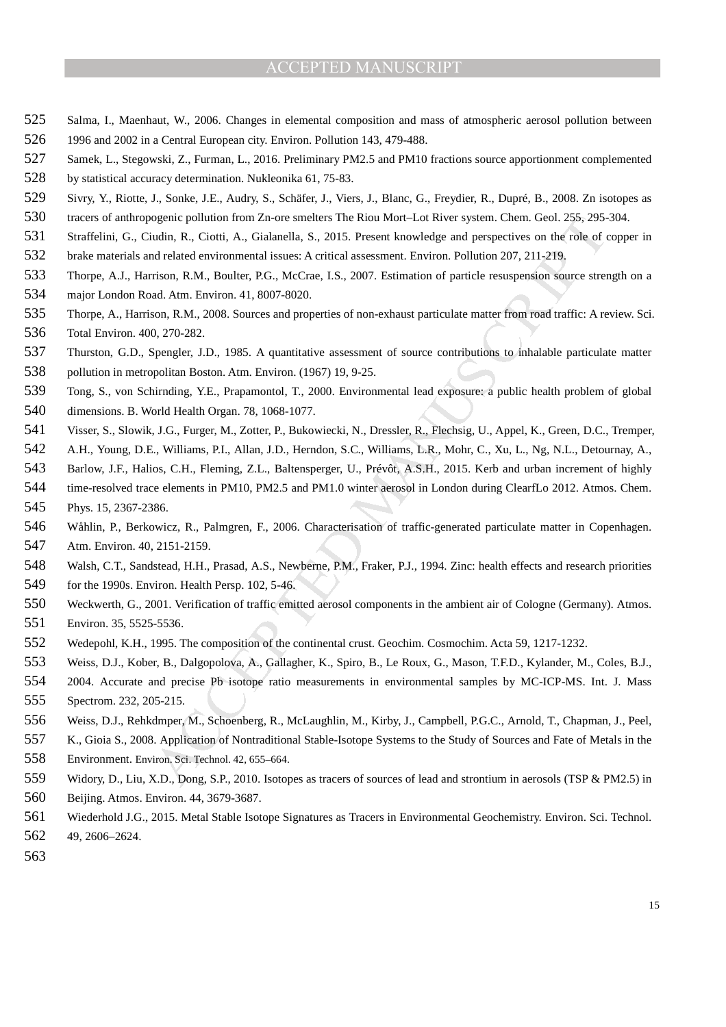Salma, I., Maenhaut, W., 2006. Changes in elemental composition and mass of atmospheric aerosol pollution between 1996 and 2002 in a Central European city. Environ. Pollution 143, 479-488.

Samek, L., Stegowski, Z., Furman, L., 2016. Preliminary PM2.5 and PM10 fractions source apportionment complemented by statistical accuracy determination. Nukleonika 61, 75-83.

Sivry, Y., Riotte, J., Sonke, J.E., Audry, S., Schäfer, J., Viers, J., Blanc, G., Freydier, R., Dupré, B., 2008. Zn isotopes as tracers of anthropogenic pollution from Zn-ore smelters The Riou Mort–Lot River system. Chem. Geol. 255, 295-304.

Straffelini, G., Ciudin, R., Ciotti, A., Gialanella, S., 2015. Present knowledge and perspectives on the role of copper in brake materials and related environmental issues: A critical assessment. Environ. Pollution 207, 211-219.

Thorpe, A.J., Harrison, R.M., Boulter, P.G., McCrae, I.S., 2007. Estimation of particle resuspension source strength on a major London Road. Atm. Environ. 41, 8007-8020.

Thorpe, A., Harrison, R.M., 2008. Sources and properties of non-exhaust particulate matter from road traffic: A review. Sci. Total Environ. 400, 270-282.

Thurston, G.D., Spengler, J.D., 1985. A quantitative assessment of source contributions to inhalable particulate matter pollution in metropolitan Boston. Atm. Environ. (1967) 19, 9-25.

Tong, S., von Schirnding, Y.E., Prapamontol, T., 2000. Environmental lead exposure: a public health problem of global dimensions. B. World Health Organ. 78, 1068-1077.

Visser, S., Slowik, J.G., Furger, M., Zotter, P., Bukowiecki, N., Dressler, R., Flechsig, U., Appel, K., Green, D.C., Tremper, A.H., Young, D.E., Williams, P.I., Allan, J.D., Herndon, S.C., Williams, L.R., Mohr, C., Xu, L., Ng, N.L., Detournay, A., Barlow, J.F., Halios, C.H., Fleming, Z.L., Baltensperger, U., Prévôt, A.S.H., 2015. Kerb and urban increment of highly time-resolved trace elements in PM10, PM2.5 and PM1.0 winter aerosol in London during ClearfLo 2012. Atmos. Chem. Phys. 15, 2367-2386.

Wåhlin, P., Berkowicz, R., Palmgren, F., 2006. Characterisation of traffic-generated particulate matter in Copenhagen. Atm. Environ. 40, 2151-2159.

Walsh, C.T., Sandstead, H.H., Prasad, A.S., Newberne, P.M., Fraker, P.J., 1994. Zinc: health effects and research priorities for the 1990s. Environ. Health Persp. 102, 5-46.

Weckwerth, G., 2001. Verification of traffic emitted aerosol components in the ambient air of Cologne (Germany). Atmos. Environ. 35, 5525-5536.

Wedepohl, K.H., 1995. The composition of the continental crust. Geochim. Cosmochim. Acta 59, 1217-1232.

Weiss, D.J., Kober, B., Dalgopolova, A., Gallagher, K., Spiro, B., Le Roux, G., Mason, T.F.D., Kylander, M., Coles, B.J., 2004. Accurate and precise Pb isotope ratio measurements in environmental samples by MC-ICP-MS. Int. J. Mass Spectrom. 232, 205-215.

Weiss, D.J., Rehkdmper, M., Schoenberg, R., McLaughlin, M., Kirby, J., Campbell, P.G.C., Arnold, T., Chapman, J., Peel, K., Gioia S., 2008. Application of Nontraditional Stable-Isotope Systems to the Study of Sources and Fate of Metals in the Environment. Environ. Sci. Technol. 42, 655–664.

Widory, D., Liu, X.D., Dong, S.P., 2010. Isotopes as tracers of sources of lead and strontium in aerosols (TSP & PM2.5) in Beijing. Atmos. Environ. 44, 3679-3687.

Wiederhold J.G., 2015. Metal Stable Isotope Signatures as Tracers in Environmental Geochemistry. Environ. Sci. Technol. 49, 2606–2624.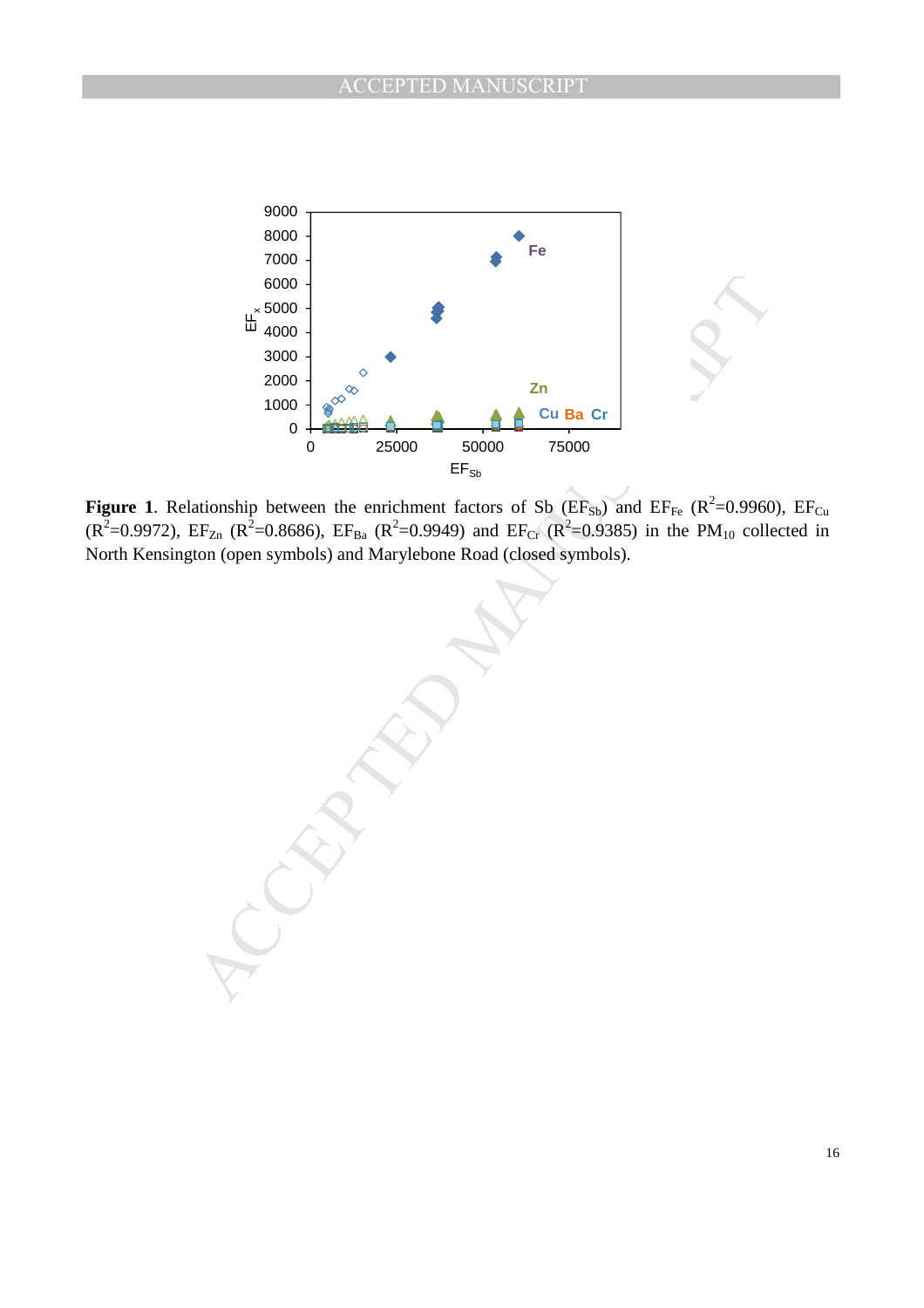**Figure 1**. Relationship between the enrichment factors of Sb ($EF_{Sb}$) and $EF_{Fe}$ ($R^2$=0.9960), $EF_{Cu}$ ($R^2$=0.9972), $EF_{Zn}$ ($R^2$=0.8686), $EF_{Ba}$ ($R^2$=0.9949) and $EF_{Cr}$ ($R^2$=0.9385) in the $PM_{10}$ collected in North Kensington (open symbols) and Marylebone Road (closed symbols).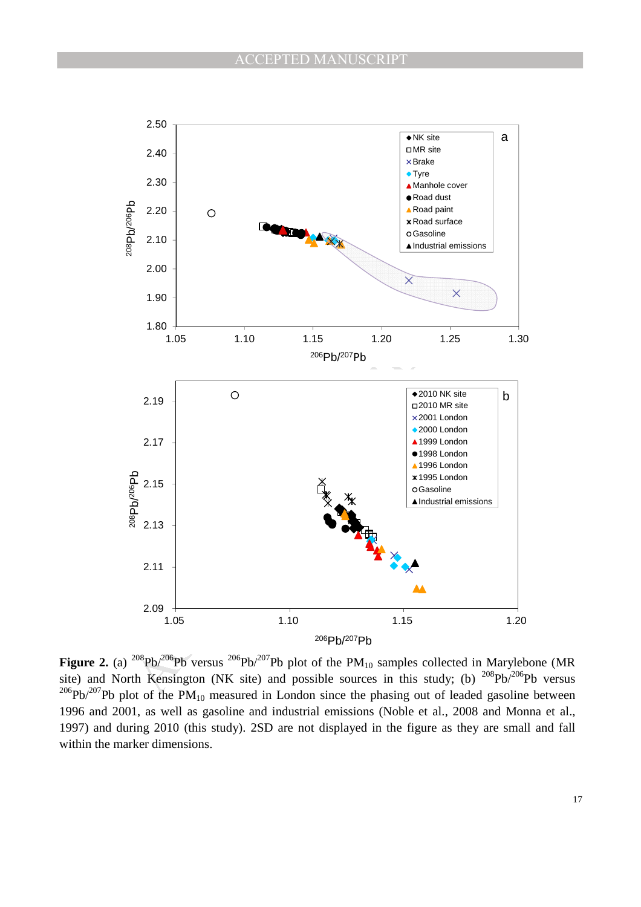**Figure 2.** (a) $^{208}$Pb/$^{206}$Pb versus $^{206}$Pb/$^{207}$Pb plot of the $PM_{10}$ samples collected in Marylebone (MR site) and North Kensington (NK site) and possible sources in this study; (b) $^{208}$Pb/$^{206}$Pb versus $^{206}$Pb/$^{207}$Pb plot of the $PM_{10}$ measured in London since the phasing out of leaded gasoline between 1996 and 2001, as well as gasoline and industrial emissions (Noble et al., 2008 and Monna et al., 1997) and during 2010 (this study). 2SD are not displayed in the figure as they are small and fall within the marker dimensions.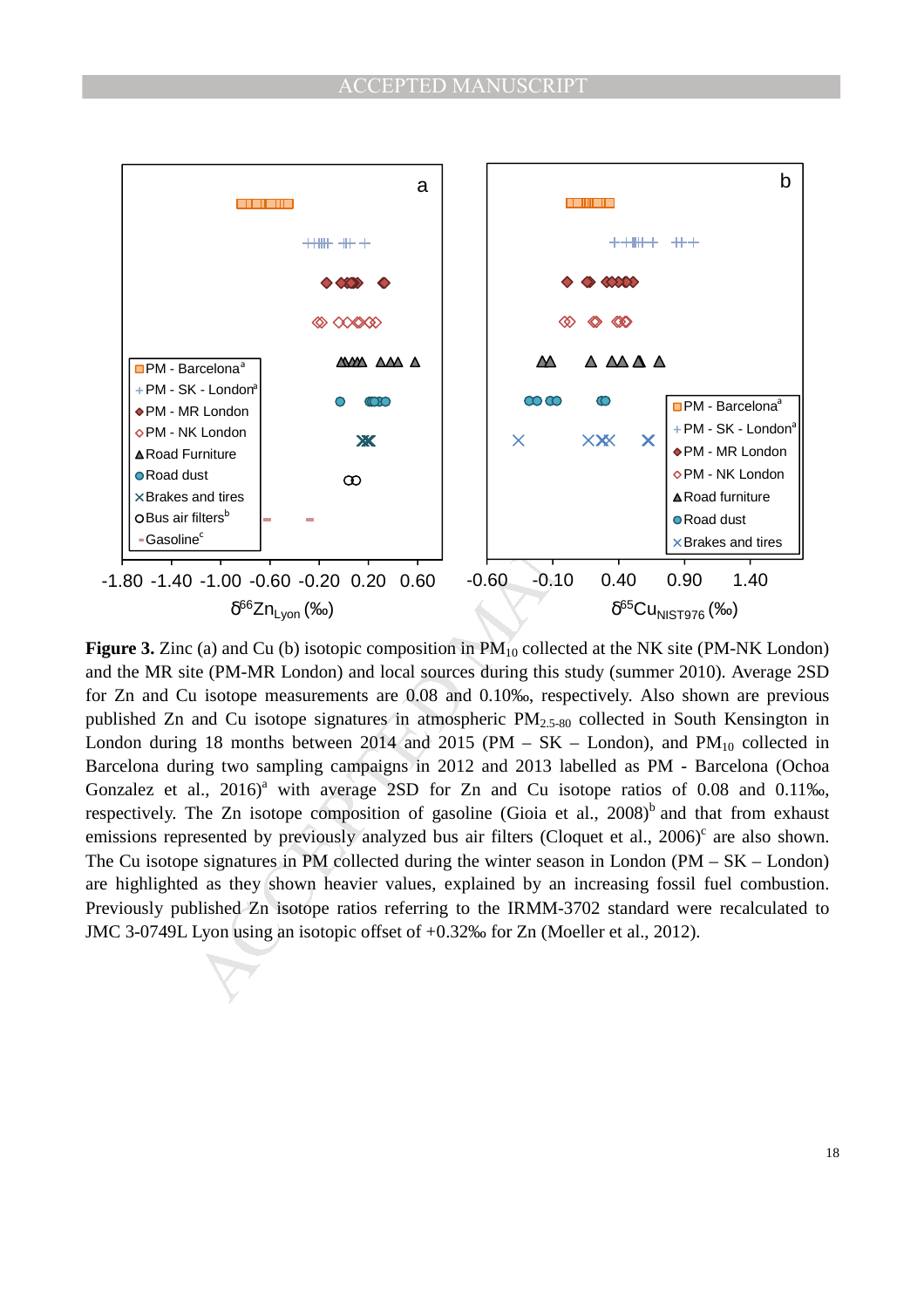**Figure 3.** Zinc (a) and Cu (b) isotopic composition in $PM_{10}$ collected at the NK site (PM-NK London) and the MR site (PM-MR London) and local sources during this study (summer 2010). Average 2SD for Zn and Cu isotope measurements are 0.08 and 0.10‰, respectively. Also shown are previous published Zn and Cu isotope signatures in atmospheric $PM_{2.5\text{-}80}$ collected in South Kensington in London during 18 months between 2014 and 2015 (PM – SK – London), and $PM_{10}$ collected in Barcelona during two sampling campaigns in 2012 and 2013 labelled as PM - Barcelona (Ochoa Gonzalez et al., 2016)[a] with average 2SD for Zn and Cu isotope ratios of 0.08 and 0.11‰, respectively. The Zn isotope composition of gasoline (Gioia et al., 2008)[b] and that from exhaust emissions represented by previously analyzed bus air filters (Cloquet et al., 2006)[c] are also shown. The Cu isotope signatures in PM collected during the winter season in London (PM – SK – London) are highlighted as they shown heavier values, explained by an increasing fossil fuel combustion. Previously published Zn isotope ratios referring to the IRMM-3702 standard were recalculated to JMC 3-0749L Lyon using an isotopic offset of +0.32‰ for Zn (Moeller et al., 2012).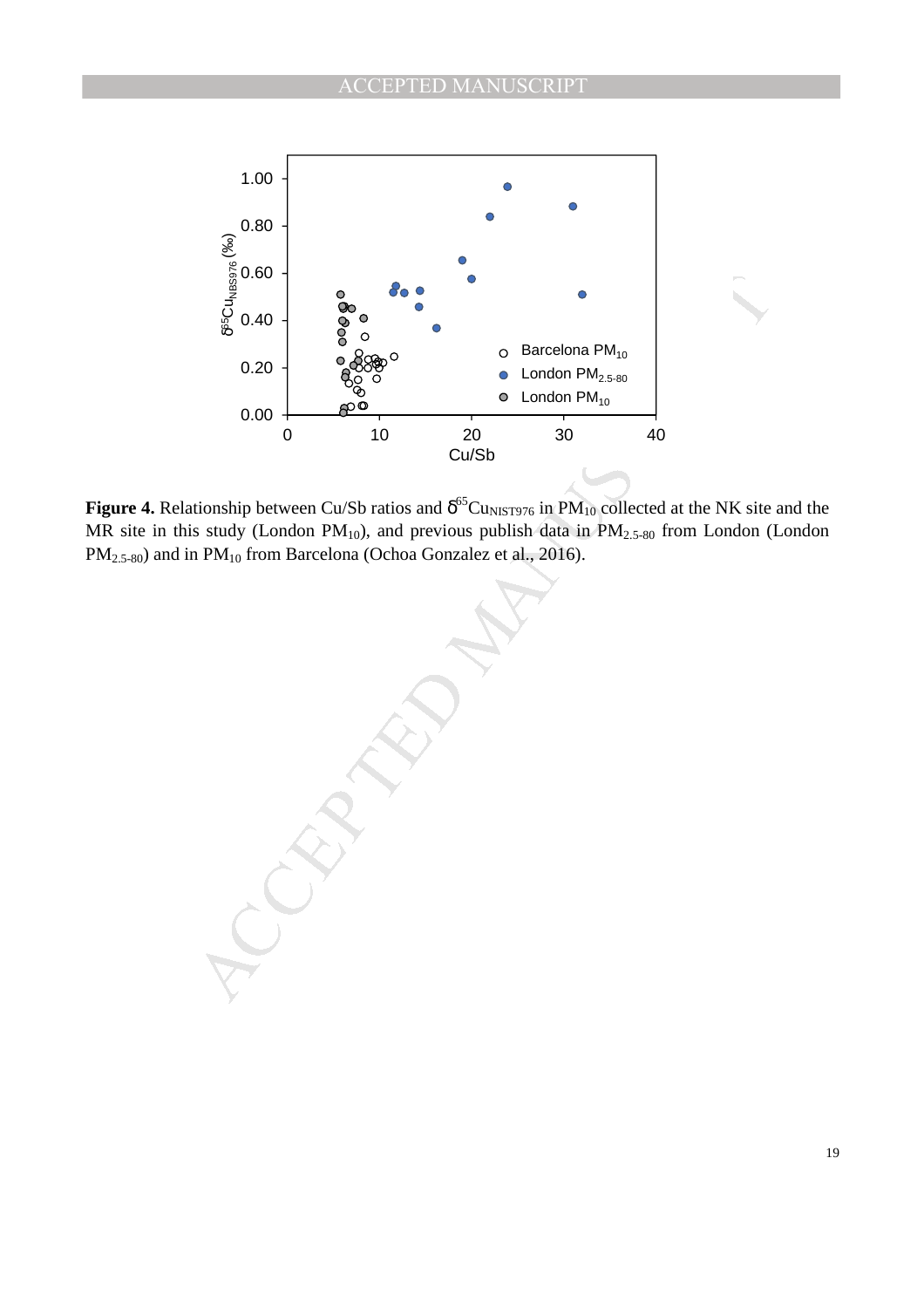**Figure 4.** Relationship between Cu/Sb ratios and $\delta^{65}Cu_{NIST976}$ in $PM_{10}$ collected at the NK site and the MR site in this study (London $PM_{10}$), and previous publish data in $PM_{2.5\text{-}80}$ from London (London $PM_{2.5\text{-}80}$) and in $PM_{10}$ from Barcelona (Ochoa Gonzalez et al., 2016).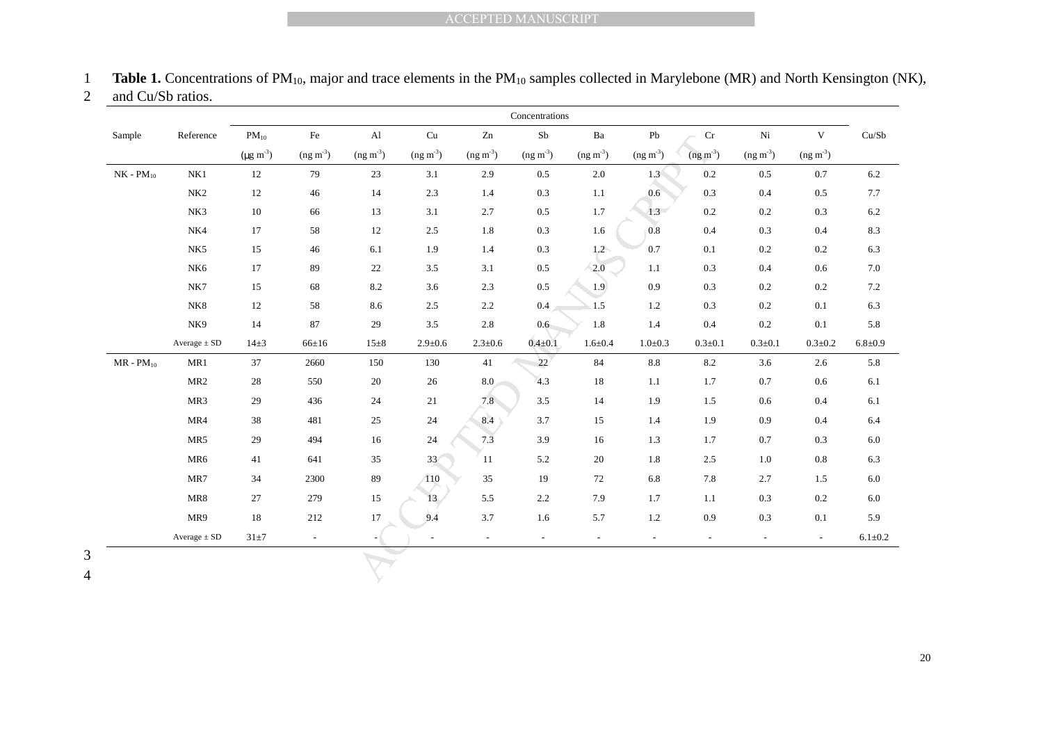**Table 1.** Concentrations of $PM_{10}$, major and trace elements in the $PM_{10}$ samples collected in Marylebone (MR) and North Kensington (NK), and Cu/Sb ratios.

| Sample | Reference | Concentrations | | | | | | | | | | | Cu/Sb |
|---|---|---|---|---|---|---|---|---|---|---|---|---|---|
| | | $PM_{10}$ ($\mu g\ m^{-3}$) | Fe ($ng\ m^{-3}$) | Al ($ng\ m^{-3}$) | Cu ($ng\ m^{-3}$) | Zn ($ng\ m^{-3}$) | Sb ($ng\ m^{-3}$) | Ba ($ng\ m^{-3}$) | Pb ($ng\ m^{-3}$) | Cr ($ng\ m^{-3}$) | Ni ($ng\ m^{-3}$) | V ($ng\ m^{-3}$) | |
| NK - $PM_{10}$ | NK1 | 12 | 79 | 23 | 3.1 | 2.9 | 0.5 | 2.0 | 1.3 | 0.2 | 0.5 | 0.7 | 6.2 |
| | NK2 | 12 | 46 | 14 | 2.3 | 1.4 | 0.3 | 1.1 | 0.6 | 0.3 | 0.4 | 0.5 | 7.7 |
| | NK3 | 10 | 66 | 13 | 3.1 | 2.7 | 0.5 | 1.7 | 1.3 | 0.2 | 0.2 | 0.3 | 6.2 |
| | NK4 | 17 | 58 | 12 | 2.5 | 1.8 | 0.3 | 1.6 | 0.8 | 0.4 | 0.3 | 0.4 | 8.3 |
| | NK5 | 15 | 46 | 6.1 | 1.9 | 1.4 | 0.3 | 1.2 | 0.7 | 0.1 | 0.2 | 0.2 | 6.3 |
| | NK6 | 17 | 89 | 22 | 3.5 | 3.1 | 0.5 | 2.0 | 1.1 | 0.3 | 0.4 | 0.6 | 7.0 |
| | NK7 | 15 | 68 | 8.2 | 3.6 | 2.3 | 0.5 | 1.9 | 0.9 | 0.3 | 0.2 | 0.2 | 7.2 |
| | NK8 | 12 | 58 | 8.6 | 2.5 | 2.2 | 0.4 | 1.5 | 1.2 | 0.3 | 0.2 | 0.1 | 6.3 |
| | NK9 | 14 | 87 | 29 | 3.5 | 2.8 | 0.6 | 1.8 | 1.4 | 0.4 | 0.2 | 0.1 | 5.8 |
| | Average ± SD | 14±3 | 66±16 | 15±8 | 2.9±0.6 | 2.3±0.6 | 0.4±0.1 | 1.6±0.4 | 1.0±0.3 | 0.3±0.1 | 0.3±0.1 | 0.3±0.2 | 6.8±0.9 |
| MR - $PM_{10}$ | MR1 | 37 | 2660 | 150 | 130 | 41 | 22 | 84 | 8.8 | 8.2 | 3.6 | 2.6 | 5.8 |
| | MR2 | 28 | 550 | 20 | 26 | 8.0 | 4.3 | 18 | 1.1 | 1.7 | 0.7 | 0.6 | 6.1 |
| | MR3 | 29 | 436 | 24 | 21 | 7.8 | 3.5 | 14 | 1.9 | 1.5 | 0.6 | 0.4 | 6.1 |
| | MR4 | 38 | 481 | 25 | 24 | 8.4 | 3.7 | 15 | 1.4 | 1.9 | 0.9 | 0.4 | 6.4 |
| | MR5 | 29 | 494 | 16 | 24 | 7.3 | 3.9 | 16 | 1.3 | 1.7 | 0.7 | 0.3 | 6.0 |
| | MR6 | 41 | 641 | 35 | 33 | 11 | 5.2 | 20 | 1.8 | 2.5 | 1.0 | 0.8 | 6.3 |
| | MR7 | 34 | 2300 | 89 | 110 | 35 | 19 | 72 | 6.8 | 7.8 | 2.7 | 1.5 | 6.0 |
| | MR8 | 27 | 279 | 15 | 13 | 5.5 | 2.2 | 7.9 | 1.7 | 1.1 | 0.3 | 0.2 | 6.0 |
| | MR9 | 18 | 212 | 17 | 9.4 | 3.7 | 1.6 | 5.7 | 1.2 | 0.9 | 0.3 | 0.1 | 5.9 |
| | Average ± SD | 31±7 | - | - | - | - | - | - | - | - | - | - | 6.1±0.2 |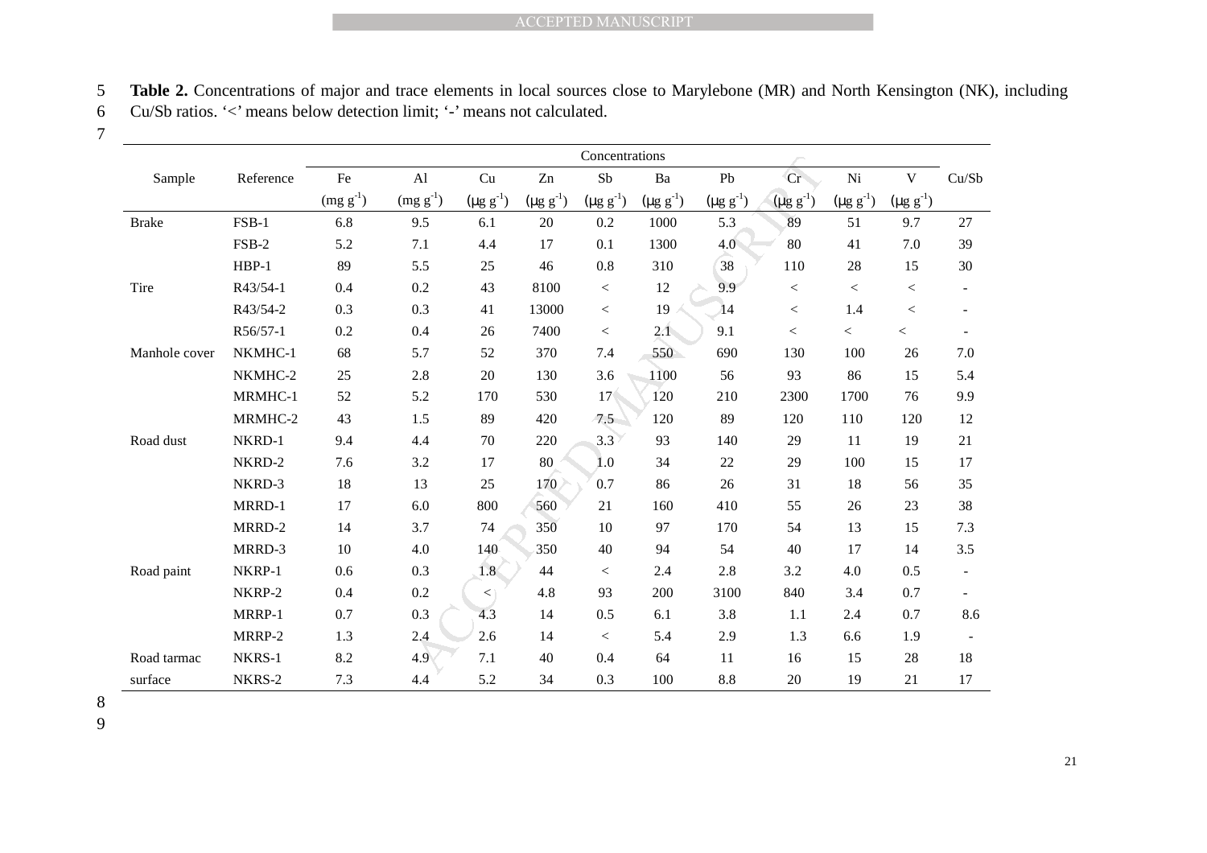**Table 2.** Concentrations of major and trace elements in local sources close to Marylebone (MR) and North Kensington (NK), including Cu/Sb ratios. '<' means below detection limit; '-' means not calculated.

| Sample | Reference | Concentrations | | | | | | | | | | Cu/Sb |
|---|---|---|---|---|---|---|---|---|---|---|---|---|
| | | Fe | Al | Cu | Zn | Sb | Ba | Pb | Cr | Ni | V | |
| | | (mg $g^{-1}$) | (mg $g^{-1}$) | (μg $g^{-1}$) | (μg $g^{-1}$) | (μg $g^{-1}$) | (μg $g^{-1}$) | (μg $g^{-1}$) | (μg $g^{-1}$) | (μg $g^{-1}$) | (μg $g^{-1}$) | |
| Brake | FSB-1 | 6.8 | 9.5 | 6.1 | 20 | 0.2 | 1000 | 5.3 | 89 | 51 | 9.7 | 27 |
| | FSB-2 | 5.2 | 7.1 | 4.4 | 17 | 0.1 | 1300 | 4.0 | 80 | 41 | 7.0 | 39 |
| | HBP-1 | 89 | 5.5 | 25 | 46 | 0.8 | 310 | 38 | 110 | 28 | 15 | 30 |
| Tire | R43/54-1 | 0.4 | 0.2 | 43 | 8100 | < | 12 | 9.9 | < | < | < | - |
| | R43/54-2 | 0.3 | 0.3 | 41 | 13000 | < | 19 | 14 | < | 1.4 | < | - |
| | R56/57-1 | 0.2 | 0.4 | 26 | 7400 | < | 2.1 | 9.1 | < | < | < | - |
| Manhole cover | NKMHC-1 | 68 | 5.7 | 52 | 370 | 7.4 | 550 | 690 | 130 | 100 | 26 | 7.0 |
| | NKMHC-2 | 25 | 2.8 | 20 | 130 | 3.6 | 1100 | 56 | 93 | 86 | 15 | 5.4 |
| | MRMHC-1 | 52 | 5.2 | 170 | 530 | 17 | 120 | 210 | 2300 | 1700 | 76 | 9.9 |
| | MRMHC-2 | 43 | 1.5 | 89 | 420 | 7.5 | 120 | 89 | 120 | 110 | 120 | 12 |
| Road dust | NKRD-1 | 9.4 | 4.4 | 70 | 220 | 3.3 | 93 | 140 | 29 | 11 | 19 | 21 |
| | NKRD-2 | 7.6 | 3.2 | 17 | 80 | 1.0 | 34 | 22 | 29 | 100 | 15 | 17 |
| | NKRD-3 | 18 | 13 | 25 | 170 | 0.7 | 86 | 26 | 31 | 18 | 56 | 35 |
| | MRRD-1 | 17 | 6.0 | 800 | 560 | 21 | 160 | 410 | 55 | 26 | 23 | 38 |
| | MRRD-2 | 14 | 3.7 | 74 | 350 | 10 | 97 | 170 | 54 | 13 | 15 | 7.3 |
| | MRRD-3 | 10 | 4.0 | 140 | 350 | 40 | 94 | 54 | 40 | 17 | 14 | 3.5 |
| Road paint | NKRP-1 | 0.6 | 0.3 | 1.8 | 44 | < | 2.4 | 2.8 | 3.2 | 4.0 | 0.5 | - |
| | NKRP-2 | 0.4 | 0.2 | < | 4.8 | 93 | 200 | 3100 | 840 | 3.4 | 0.7 | - |
| | MRRP-1 | 0.7 | 0.3 | 4.3 | 14 | 0.5 | 6.1 | 3.8 | 1.1 | 2.4 | 0.7 | 8.6 |
| | MRRP-2 | 1.3 | 2.4 | 2.6 | 14 | < | 5.4 | 2.9 | 1.3 | 6.6 | 1.9 | - |
| Road tarmac surface | NKRS-1 | 8.2 | 4.9 | 7.1 | 40 | 0.4 | 64 | 11 | 16 | 15 | 28 | 18 |
| | NKRS-2 | 7.3 | 4.4 | 5.2 | 34 | 0.3 | 100 | 8.8 | 20 | 19 | 21 | 17 |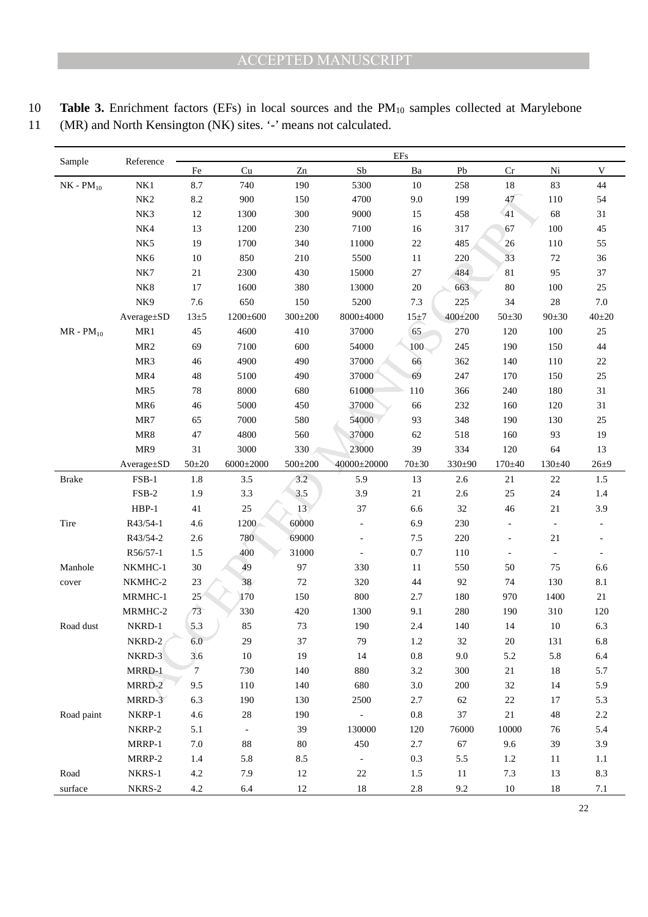**Table 3.** Enrichment factors (EFs) in local sources and the $PM_{10}$ samples collected at Marylebone (MR) and North Kensington (NK) sites. '-' means not calculated.

| Sample | Reference | EFs | | | | | | | | |
|---|---|---|---|---|---|---|---|---|---|---|
| | | Fe | Cu | Zn | Sb | Ba | Pb | Cr | Ni | V |
| NK - $PM_{10}$ | NK1 | 8.7 | 740 | 190 | 5300 | 10 | 258 | 18 | 83 | 44 |
| | NK2 | 8.2 | 900 | 150 | 4700 | 9.0 | 199 | 47 | 110 | 54 |
| | NK3 | 12 | 1300 | 300 | 9000 | 15 | 458 | 41 | 68 | 31 |
| | NK4 | 13 | 1200 | 230 | 7100 | 16 | 317 | 67 | 100 | 45 |
| | NK5 | 19 | 1700 | 340 | 11000 | 22 | 485 | 26 | 110 | 55 |
| | NK6 | 10 | 850 | 210 | 5500 | 11 | 220 | 33 | 72 | 36 |
| | NK7 | 21 | 2300 | 430 | 15000 | 27 | 484 | 81 | 95 | 37 |
| | NK8 | 17 | 1600 | 380 | 13000 | 20 | 663 | 80 | 100 | 25 |
| | NK9 | 7.6 | 650 | 150 | 5200 | 7.3 | 225 | 34 | 28 | 7.0 |
| | Average±SD | 13±5 | 1200±600 | 300±200 | 8000±4000 | 15±7 | 400±200 | 50±30 | 90±30 | 40±20 |
| MR - $PM_{10}$ | MR1 | 45 | 4600 | 410 | 37000 | 65 | 270 | 120 | 100 | 25 |
| | MR2 | 69 | 7100 | 600 | 54000 | 100 | 245 | 190 | 150 | 44 |
| | MR3 | 46 | 4900 | 490 | 37000 | 66 | 362 | 140 | 110 | 22 |
| | MR4 | 48 | 5100 | 490 | 37000 | 69 | 247 | 170 | 150 | 25 |
| | MR5 | 78 | 8000 | 680 | 61000 | 110 | 366 | 240 | 180 | 31 |
| | MR6 | 46 | 5000 | 450 | 37000 | 66 | 232 | 160 | 120 | 31 |
| | MR7 | 65 | 7000 | 580 | 54000 | 93 | 348 | 190 | 130 | 25 |
| | MR8 | 47 | 4800 | 560 | 37000 | 62 | 518 | 160 | 93 | 19 |
| | MR9 | 31 | 3000 | 330 | 23000 | 39 | 334 | 120 | 64 | 13 |
| | Average±SD | 50±20 | 6000±2000 | 500±200 | 40000±20000 | 70±30 | 330±90 | 170±40 | 130±40 | 26±9 |
| Brake | FSB-1 | 1.8 | 3.5 | 3.2 | 5.9 | 13 | 2.6 | 21 | 22 | 1.5 |
| | FSB-2 | 1.9 | 3.3 | 3.5 | 3.9 | 21 | 2.6 | 25 | 24 | 1.4 |
| | HBP-1 | 41 | 25 | 13 | 37 | 6.6 | 32 | 46 | 21 | 3.9 |
| Tire | R43/54-1 | 4.6 | 1200 | 60000 | - | 6.9 | 230 | - | - | - |
| | R43/54-2 | 2.6 | 780 | 69000 | - | 7.5 | 220 | - | 21 | - |
| | R56/57-1 | 1.5 | 400 | 31000 | - | 0.7 | 110 | - | - | - |
| Manhole cover | NKMHC-1 | 30 | 49 | 97 | 330 | 11 | 550 | 50 | 75 | 6.6 |
| | NKMHC-2 | 23 | 38 | 72 | 320 | 44 | 92 | 74 | 130 | 8.1 |
| | MRMHC-1 | 25 | 170 | 150 | 800 | 2.7 | 180 | 970 | 1400 | 21 |
| | MRMHC-2 | 73 | 330 | 420 | 1300 | 9.1 | 280 | 190 | 310 | 120 |
| Road dust | NKRD-1 | 5.3 | 85 | 73 | 190 | 2.4 | 140 | 14 | 10 | 6.3 |
| | NKRD-2 | 6.0 | 29 | 37 | 79 | 1.2 | 32 | 20 | 131 | 6.8 |
| | NKRD-3 | 3.6 | 10 | 19 | 14 | 0.8 | 9.0 | 5.2 | 5.8 | 6.4 |
| | MRRD-1 | 7 | 730 | 140 | 880 | 3.2 | 300 | 21 | 18 | 5.7 |
| | MRRD-2 | 9.5 | 110 | 140 | 680 | 3.0 | 200 | 32 | 14 | 5.9 |
| | MRRD-3 | 6.3 | 190 | 130 | 2500 | 2.7 | 62 | 22 | 17 | 5.3 |
| Road paint | NKRP-1 | 4.6 | 28 | 190 | - | 0.8 | 37 | 21 | 48 | 2.2 |
| | NKRP-2 | 5.1 | - | 39 | 130000 | 120 | 76000 | 10000 | 76 | 5.4 |
| | MRRP-1 | 7.0 | 88 | 80 | 450 | 2.7 | 67 | 9.6 | 39 | 3.9 |
| | MRRP-2 | 1.4 | 5.8 | 8.5 | - | 0.3 | 5.5 | 1.2 | 11 | 1.1 |
| Road surface | NKRS-1 | 4.2 | 7.9 | 12 | 22 | 1.5 | 11 | 7.3 | 13 | 8.3 |
| | NKRS-2 | 4.2 | 6.4 | 12 | 18 | 2.8 | 9.2 | 10 | 18 | 7.1 |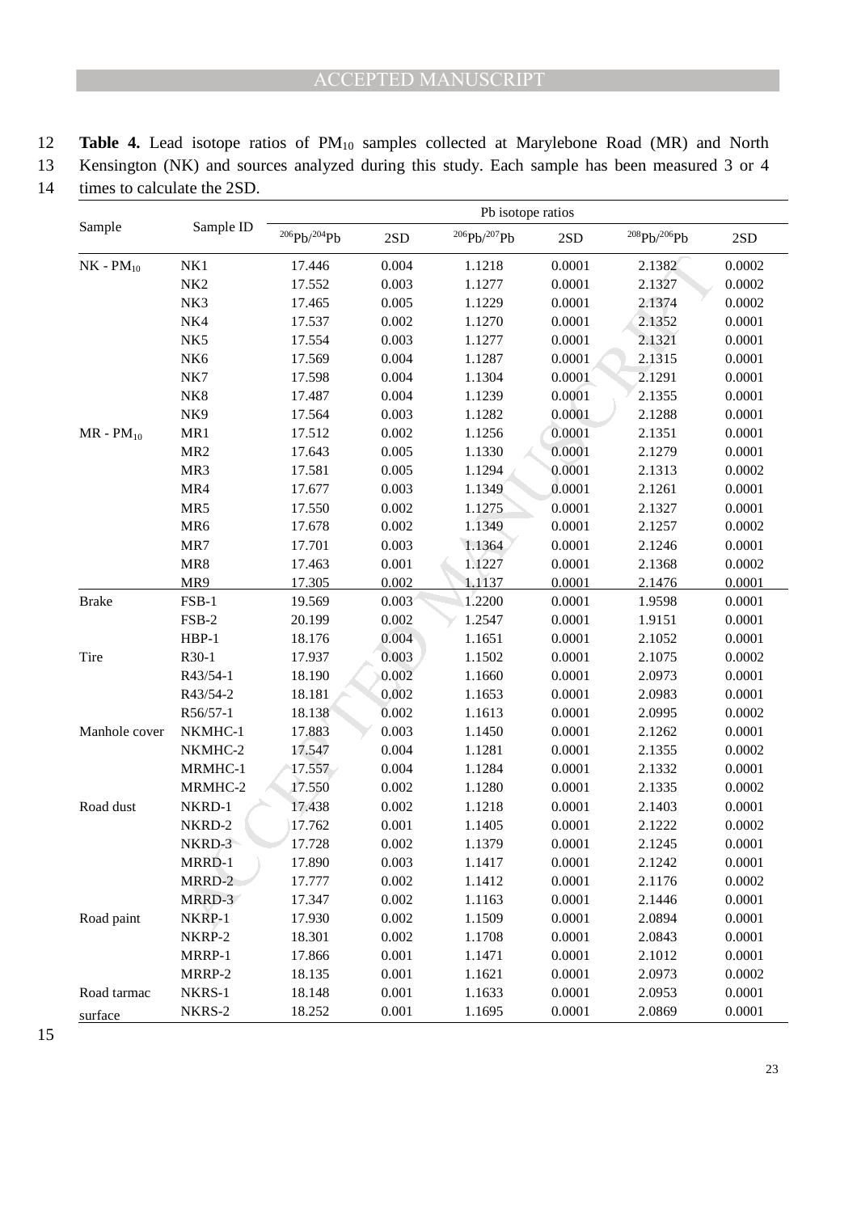**Table 4.** Lead isotope ratios of $PM_{10}$ samples collected at Marylebone Road (MR) and North Kensington (NK) and sources analyzed during this study. Each sample has been measured 3 or 4 times to calculate the 2SD.

| Sample | Sample ID | Pb isotope ratios | | | | | |
|---|---|---|---|---|---|---|---|
| | | $^{206}Pb/^{204}Pb$ | 2SD | $^{206}Pb/^{207}Pb$ | 2SD | $^{208}Pb/^{206}Pb$ | 2SD |
| NK - $PM_{10}$ | NK1 | 17.446 | 0.004 | 1.1218 | 0.0001 | 2.1382 | 0.0002 |
| | NK2 | 17.552 | 0.003 | 1.1277 | 0.0001 | 2.1327 | 0.0002 |
| | NK3 | 17.465 | 0.005 | 1.1229 | 0.0001 | 2.1374 | 0.0002 |
| | NK4 | 17.537 | 0.002 | 1.1270 | 0.0001 | 2.1352 | 0.0001 |
| | NK5 | 17.554 | 0.003 | 1.1277 | 0.0001 | 2.1321 | 0.0001 |
| | NK6 | 17.569 | 0.004 | 1.1287 | 0.0001 | 2.1315 | 0.0001 |
| | NK7 | 17.598 | 0.004 | 1.1304 | 0.0001 | 2.1291 | 0.0001 |
| | NK8 | 17.487 | 0.004 | 1.1239 | 0.0001 | 2.1355 | 0.0001 |
| | NK9 | 17.564 | 0.003 | 1.1282 | 0.0001 | 2.1288 | 0.0001 |
| MR - $PM_{10}$ | MR1 | 17.512 | 0.002 | 1.1256 | 0.0001 | 2.1351 | 0.0001 |
| | MR2 | 17.643 | 0.005 | 1.1330 | 0.0001 | 2.1279 | 0.0001 |
| | MR3 | 17.581 | 0.005 | 1.1294 | 0.0001 | 2.1313 | 0.0002 |
| | MR4 | 17.677 | 0.003 | 1.1349 | 0.0001 | 2.1261 | 0.0001 |
| | MR5 | 17.550 | 0.002 | 1.1275 | 0.0001 | 2.1327 | 0.0001 |
| | MR6 | 17.678 | 0.002 | 1.1349 | 0.0001 | 2.1257 | 0.0002 |
| | MR7 | 17.701 | 0.003 | 1.1364 | 0.0001 | 2.1246 | 0.0001 |
| | MR8 | 17.463 | 0.001 | 1.1227 | 0.0001 | 2.1368 | 0.0002 |
| | MR9 | 17.305 | 0.002 | 1.1137 | 0.0001 | 2.1476 | 0.0001 |
| Brake | FSB-1 | 19.569 | 0.003 | 1.2200 | 0.0001 | 1.9598 | 0.0001 |
| | FSB-2 | 20.199 | 0.002 | 1.2547 | 0.0001 | 1.9151 | 0.0001 |
| | HBP-1 | 18.176 | 0.004 | 1.1651 | 0.0001 | 2.1052 | 0.0001 |
| Tire | R30-1 | 17.937 | 0.003 | 1.1502 | 0.0001 | 2.1075 | 0.0002 |
| | R43/54-1 | 18.190 | 0.002 | 1.1660 | 0.0001 | 2.0973 | 0.0001 |
| | R43/54-2 | 18.181 | 0.002 | 1.1653 | 0.0001 | 2.0983 | 0.0001 |
| | R56/57-1 | 18.138 | 0.002 | 1.1613 | 0.0001 | 2.0995 | 0.0002 |
| Manhole cover | NKMHC-1 | 17.883 | 0.003 | 1.1450 | 0.0001 | 2.1262 | 0.0001 |
| | NKMHC-2 | 17.547 | 0.004 | 1.1281 | 0.0001 | 2.1355 | 0.0002 |
| | MRMHC-1 | 17.557 | 0.004 | 1.1284 | 0.0001 | 2.1332 | 0.0001 |
| | MRMHC-2 | 17.550 | 0.002 | 1.1280 | 0.0001 | 2.1335 | 0.0002 |
| Road dust | NKRD-1 | 17.438 | 0.002 | 1.1218 | 0.0001 | 2.1403 | 0.0001 |
| | NKRD-2 | 17.762 | 0.001 | 1.1405 | 0.0001 | 2.1222 | 0.0002 |
| | NKRD-3 | 17.728 | 0.002 | 1.1379 | 0.0001 | 2.1245 | 0.0001 |
| | MRRD-1 | 17.890 | 0.003 | 1.1417 | 0.0001 | 2.1242 | 0.0001 |
| | MRRD-2 | 17.777 | 0.002 | 1.1412 | 0.0001 | 2.1176 | 0.0002 |
| | MRRD-3 | 17.347 | 0.002 | 1.1163 | 0.0001 | 2.1446 | 0.0001 |
| Road paint | NKRP-1 | 17.930 | 0.002 | 1.1509 | 0.0001 | 2.0894 | 0.0001 |
| | NKRP-2 | 18.301 | 0.002 | 1.1708 | 0.0001 | 2.0843 | 0.0001 |
| | MRRP-1 | 17.866 | 0.001 | 1.1471 | 0.0001 | 2.1012 | 0.0001 |
| | MRRP-2 | 18.135 | 0.001 | 1.1621 | 0.0001 | 2.0973 | 0.0002 |
| Road tarmac surface | NKRS-1 | 18.148 | 0.001 | 1.1633 | 0.0001 | 2.0953 | 0.0001 |
| | NKRS-2 | 18.252 | 0.001 | 1.1695 | 0.0001 | 2.0869 | 0.0001 |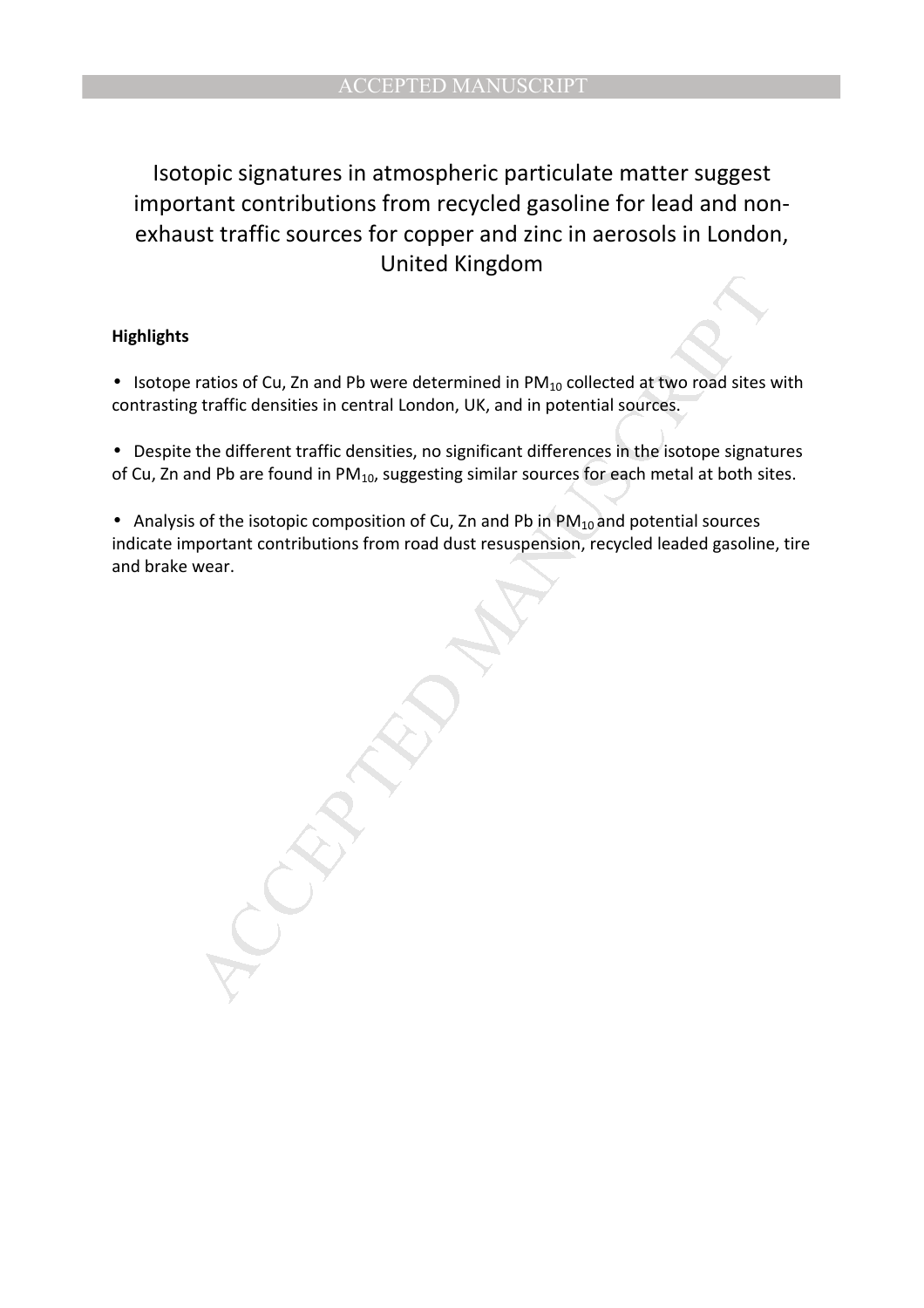# Isotopic signatures in atmospheric particulate matter suggest important contributions from recycled gasoline for lead and non-exhaust traffic sources for copper and zinc in aerosols in London, United Kingdom

## Highlights

- Isotope ratios of Cu, Zn and Pb were determined in $PM_{10}$ collected at two road sites with contrasting traffic densities in central London, UK, and in potential sources.

- Despite the different traffic densities, no significant differences in the isotope signatures of Cu, Zn and Pb are found in $PM_{10}$, suggesting similar sources for each metal at both sites.

- Analysis of the isotopic composition of Cu, Zn and Pb in $PM_{10}$ and potential sources indicate important contributions from road dust resuspension, recycled leaded gasoline, tire and brake wear.